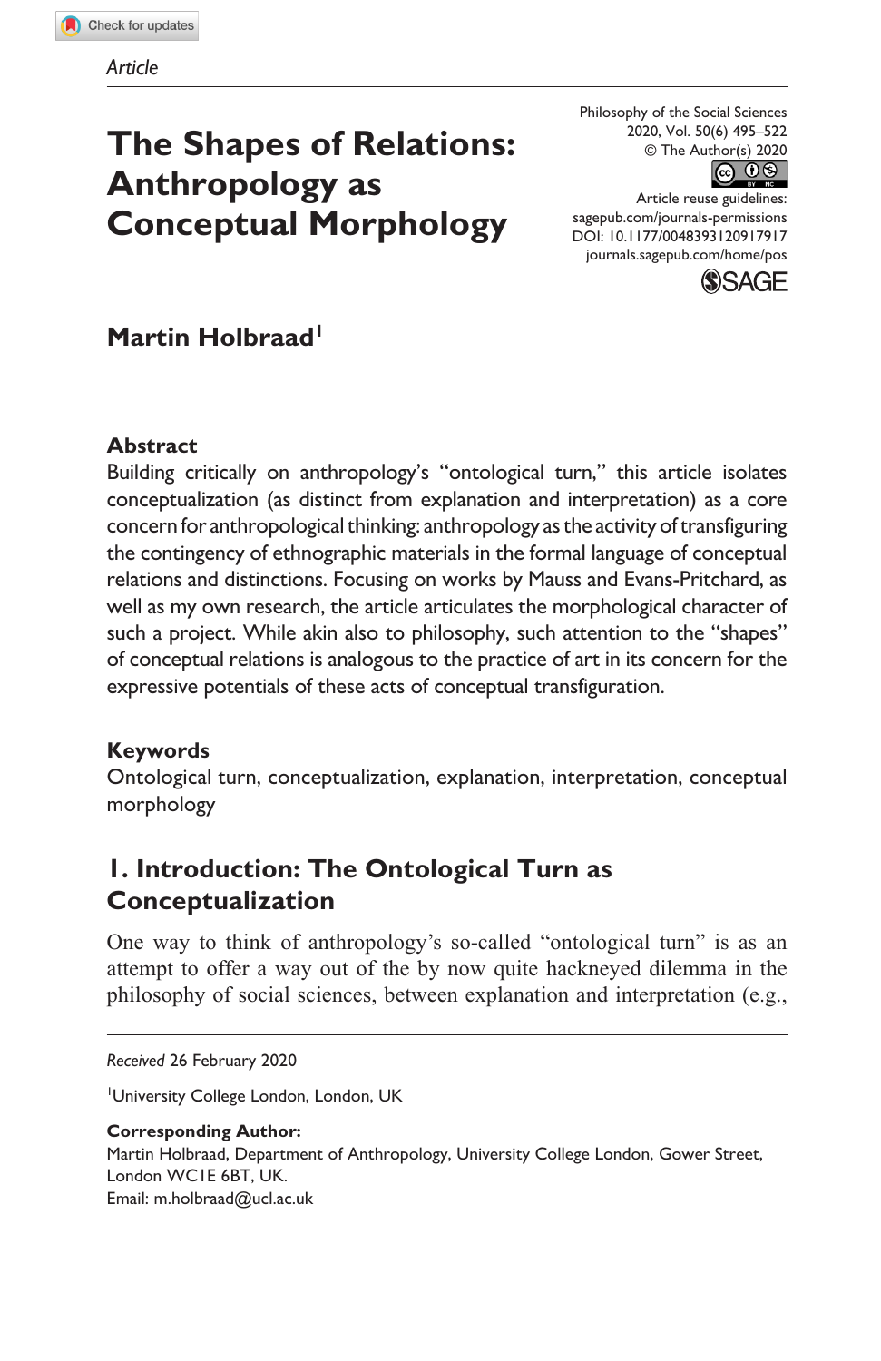*Article*

# The Shapes of Relations: Anthropology as Conceptual Morphology

Philosophy of the Social Sciences
2020, Vol. 50(6) 495–522
© The Author(s) 2020
Article reuse guidelines:
sagepub.com/journals-permissions
DOI: 10.1177/0048393120917917
journals.sagepub.com/home/pos

**Martin Holbraad**[1]

## Abstract

Building critically on anthropology's "ontological turn," this article isolates conceptualization (as distinct from explanation and interpretation) as a core concern for anthropological thinking: anthropology as the activity of transfiguring the contingency of ethnographic materials in the formal language of conceptual relations and distinctions. Focusing on works by Mauss and Evans-Pritchard, as well as my own research, the article articulates the morphological character of such a project. While akin also to philosophy, such attention to the "shapes" of conceptual relations is analogous to the practice of art in its concern for the expressive potentials of these acts of conceptual transfiguration.

## Keywords

Ontological turn, conceptualization, explanation, interpretation, conceptual morphology

## 1. Introduction: The Ontological Turn as Conceptualization

One way to think of anthropology's so-called "ontological turn" is as an attempt to offer a way out of the by now quite hackneyed dilemma in the philosophy of social sciences, between explanation and interpretation (e.g.,

*Received* 26 February 2020

[1]University College London, London, UK

**Corresponding Author:**
Martin Holbraad, Department of Anthropology, University College London, Gower Street, London WC1E 6BT, UK.
Email: m.holbraad@ucl.ac.uk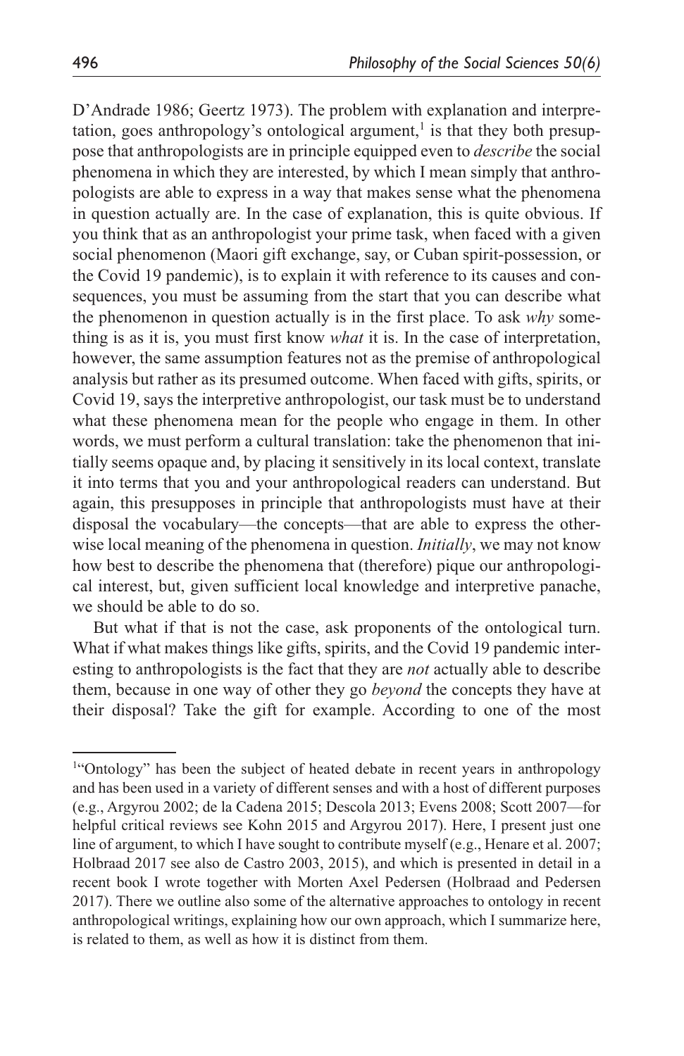D'Andrade 1986; Geertz 1973). The problem with explanation and interpretation, goes anthropology's ontological argument,[1] is that they both presuppose that anthropologists are in principle equipped even to *describe* the social phenomena in which they are interested, by which I mean simply that anthropologists are able to express in a way that makes sense what the phenomena in question actually are. In the case of explanation, this is quite obvious. If you think that as an anthropologist your prime task, when faced with a given social phenomenon (Maori gift exchange, say, or Cuban spirit-possession, or the Covid 19 pandemic), is to explain it with reference to its causes and consequences, you must be assuming from the start that you can describe what the phenomenon in question actually is in the first place. To ask *why* something is as it is, you must first know *what* it is. In the case of interpretation, however, the same assumption features not as the premise of anthropological analysis but rather as its presumed outcome. When faced with gifts, spirits, or Covid 19, says the interpretive anthropologist, our task must be to understand what these phenomena mean for the people who engage in them. In other words, we must perform a cultural translation: take the phenomenon that initially seems opaque and, by placing it sensitively in its local context, translate it into terms that you and your anthropological readers can understand. But again, this presupposes in principle that anthropologists must have at their disposal the vocabulary—the concepts—that are able to express the otherwise local meaning of the phenomena in question. *Initially*, we may not know how best to describe the phenomena that (therefore) pique our anthropological interest, but, given sufficient local knowledge and interpretive panache, we should be able to do so.

But what if that is not the case, ask proponents of the ontological turn. What if what makes things like gifts, spirits, and the Covid 19 pandemic interesting to anthropologists is the fact that they are *not* actually able to describe them, because in one way of other they go *beyond* the concepts they have at their disposal? Take the gift for example. According to one of the most

[1]"Ontology" has been the subject of heated debate in recent years in anthropology and has been used in a variety of different senses and with a host of different purposes (e.g., Argyrou 2002; de la Cadena 2015; Descola 2013; Evens 2008; Scott 2007—for helpful critical reviews see Kohn 2015 and Argyrou 2017). Here, I present just one line of argument, to which I have sought to contribute myself (e.g., Henare et al. 2007; Holbraad 2017 see also de Castro 2003, 2015), and which is presented in detail in a recent book I wrote together with Morten Axel Pedersen (Holbraad and Pedersen 2017). There we outline also some of the alternative approaches to ontology in recent anthropological writings, explaining how our own approach, which I summarize here, is related to them, as well as how it is distinct from them.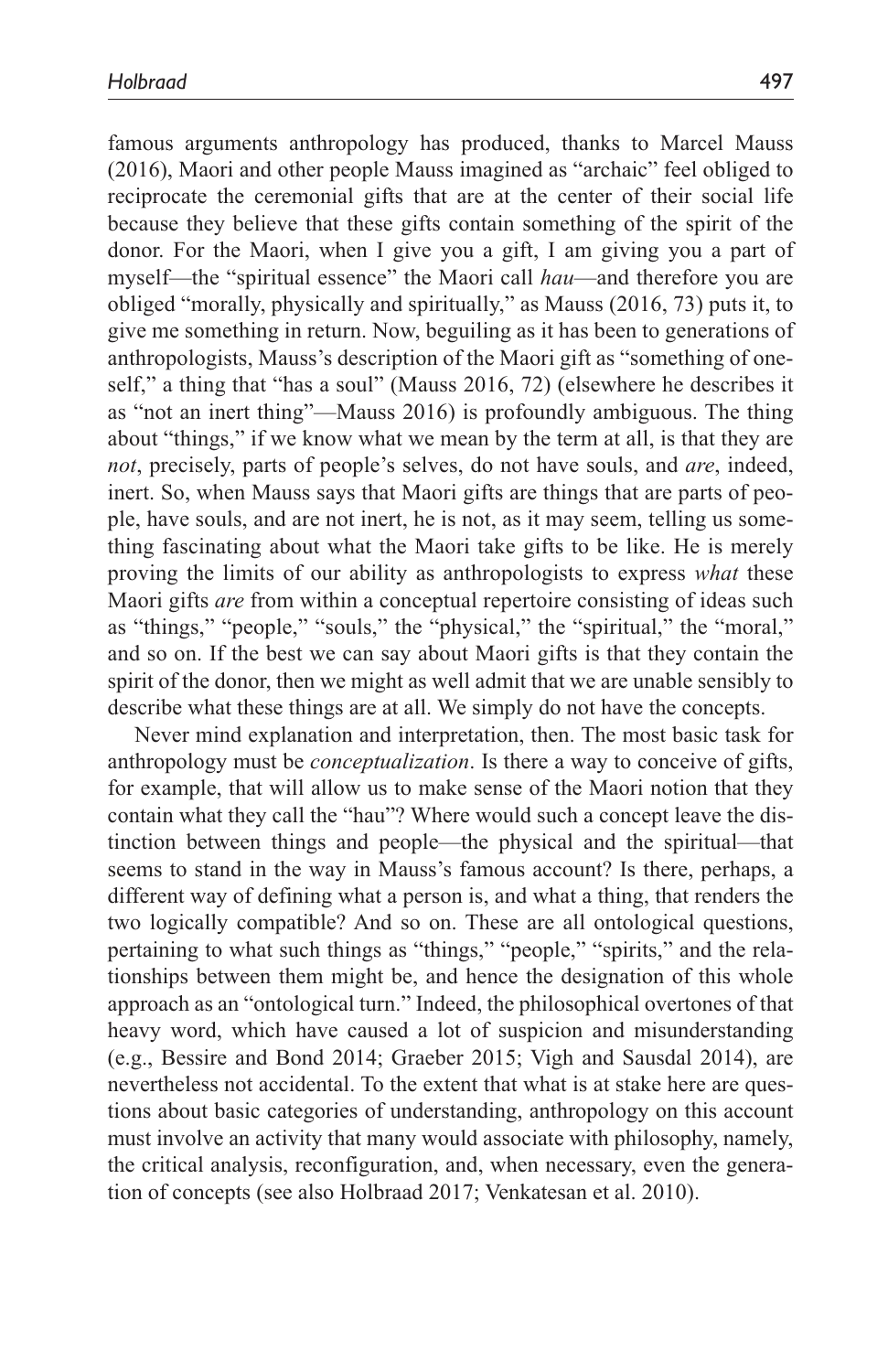famous arguments anthropology has produced, thanks to Marcel Mauss (2016), Maori and other people Mauss imagined as "archaic" feel obliged to reciprocate the ceremonial gifts that are at the center of their social life because they believe that these gifts contain something of the spirit of the donor. For the Maori, when I give you a gift, I am giving you a part of myself—the "spiritual essence" the Maori call *hau*—and therefore you are obliged "morally, physically and spiritually," as Mauss (2016, 73) puts it, to give me something in return. Now, beguiling as it has been to generations of anthropologists, Mauss's description of the Maori gift as "something of oneself," a thing that "has a soul" (Mauss 2016, 72) (elsewhere he describes it as "not an inert thing"—Mauss 2016) is profoundly ambiguous. The thing about "things," if we know what we mean by the term at all, is that they are *not*, precisely, parts of people's selves, do not have souls, and *are*, indeed, inert. So, when Mauss says that Maori gifts are things that are parts of people, have souls, and are not inert, he is not, as it may seem, telling us something fascinating about what the Maori take gifts to be like. He is merely proving the limits of our ability as anthropologists to express *what* these Maori gifts *are* from within a conceptual repertoire consisting of ideas such as "things," "people," "souls," the "physical," the "spiritual," the "moral," and so on. If the best we can say about Maori gifts is that they contain the spirit of the donor, then we might as well admit that we are unable sensibly to describe what these things are at all. We simply do not have the concepts.

Never mind explanation and interpretation, then. The most basic task for anthropology must be *conceptualization*. Is there a way to conceive of gifts, for example, that will allow us to make sense of the Maori notion that they contain what they call the "hau"? Where would such a concept leave the distinction between things and people—the physical and the spiritual—that seems to stand in the way in Mauss's famous account? Is there, perhaps, a different way of defining what a person is, and what a thing, that renders the two logically compatible? And so on. These are all ontological questions, pertaining to what such things as "things," "people," "spirits," and the relationships between them might be, and hence the designation of this whole approach as an "ontological turn." Indeed, the philosophical overtones of that heavy word, which have caused a lot of suspicion and misunderstanding (e.g., Bessire and Bond 2014; Graeber 2015; Vigh and Sausdal 2014), are nevertheless not accidental. To the extent that what is at stake here are questions about basic categories of understanding, anthropology on this account must involve an activity that many would associate with philosophy, namely, the critical analysis, reconfiguration, and, when necessary, even the generation of concepts (see also Holbraad 2017; Venkatesan et al. 2010).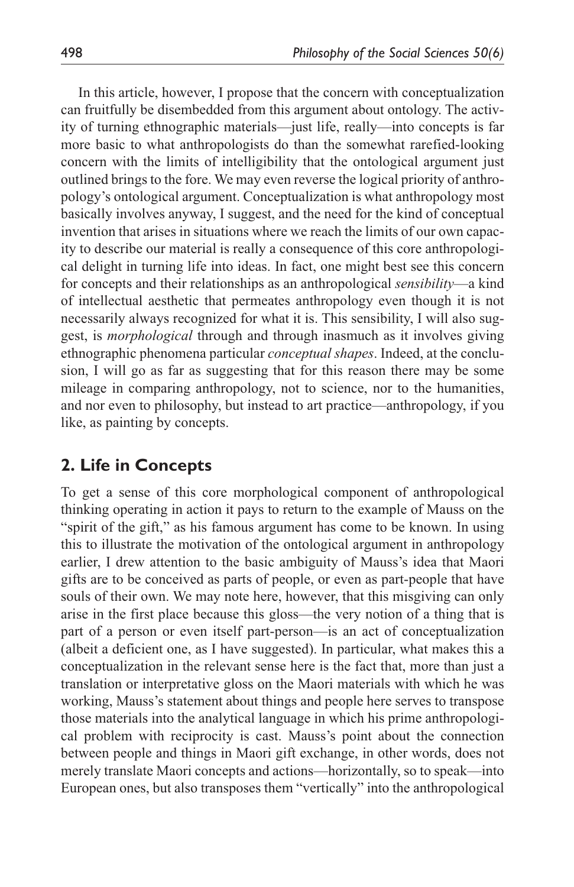In this article, however, I propose that the concern with conceptualization can fruitfully be disembedded from this argument about ontology. The activity of turning ethnographic materials—just life, really—into concepts is far more basic to what anthropologists do than the somewhat rarefied-looking concern with the limits of intelligibility that the ontological argument just outlined brings to the fore. We may even reverse the logical priority of anthropology's ontological argument. Conceptualization is what anthropology most basically involves anyway, I suggest, and the need for the kind of conceptual invention that arises in situations where we reach the limits of our own capacity to describe our material is really a consequence of this core anthropological delight in turning life into ideas. In fact, one might best see this concern for concepts and their relationships as an anthropological *sensibility*—a kind of intellectual aesthetic that permeates anthropology even though it is not necessarily always recognized for what it is. This sensibility, I will also suggest, is *morphological* through and through inasmuch as it involves giving ethnographic phenomena particular *conceptual shapes*. Indeed, at the conclusion, I will go as far as suggesting that for this reason there may be some mileage in comparing anthropology, not to science, nor to the humanities, and nor even to philosophy, but instead to art practice—anthropology, if you like, as painting by concepts.

## 2. Life in Concepts

To get a sense of this core morphological component of anthropological thinking operating in action it pays to return to the example of Mauss on the "spirit of the gift," as his famous argument has come to be known. In using this to illustrate the motivation of the ontological argument in anthropology earlier, I drew attention to the basic ambiguity of Mauss's idea that Maori gifts are to be conceived as parts of people, or even as part-people that have souls of their own. We may note here, however, that this misgiving can only arise in the first place because this gloss—the very notion of a thing that is part of a person or even itself part-person—is an act of conceptualization (albeit a deficient one, as I have suggested). In particular, what makes this a conceptualization in the relevant sense here is the fact that, more than just a translation or interpretative gloss on the Maori materials with which he was working, Mauss's statement about things and people here serves to transpose those materials into the analytical language in which his prime anthropological problem with reciprocity is cast. Mauss's point about the connection between people and things in Maori gift exchange, in other words, does not merely translate Maori concepts and actions—horizontally, so to speak—into European ones, but also transposes them "vertically" into the anthropological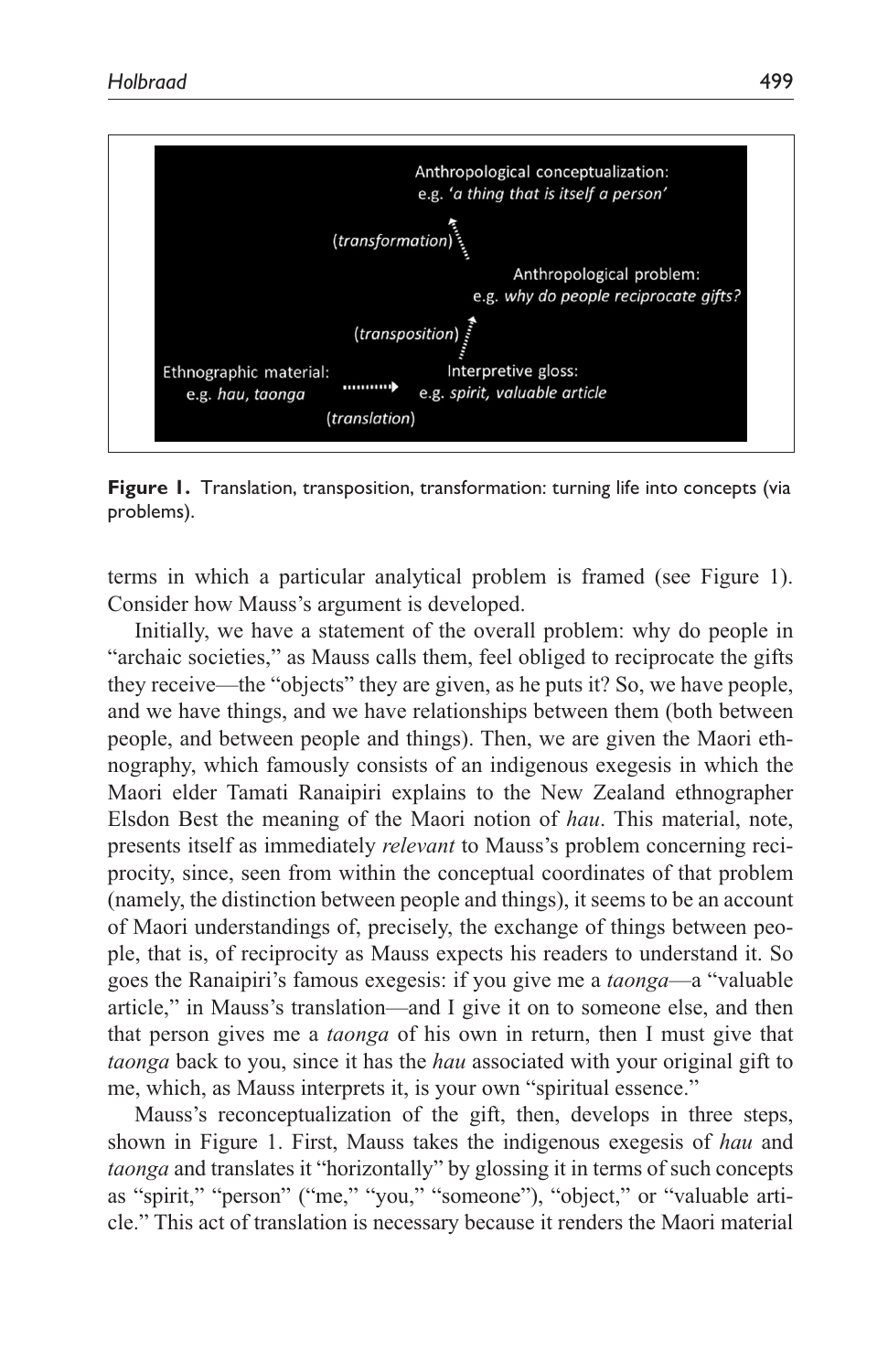Anthropological conceptualization:
e.g. *'a thing that is itself a person'*

(*transformation*)

Anthropological problem:
e.g. *why do people reciprocate gifts?*

(*transposition*)

Ethnographic material: e.g. *hau, taonga* → (*translation*) → Interpretive gloss: e.g. *spirit, valuable article*

**Figure 1.** Translation, transposition, transformation: turning life into concepts (via problems).

terms in which a particular analytical problem is framed (see Figure 1). Consider how Mauss's argument is developed.

Initially, we have a statement of the overall problem: why do people in "archaic societies," as Mauss calls them, feel obliged to reciprocate the gifts they receive—the "objects" they are given, as he puts it? So, we have people, and we have things, and we have relationships between them (both between people, and between people and things). Then, we are given the Maori ethnography, which famously consists of an indigenous exegesis in which the Maori elder Tamati Ranaipiri explains to the New Zealand ethnographer Elsdon Best the meaning of the Maori notion of *hau*. This material, note, presents itself as immediately *relevant* to Mauss's problem concerning reciprocity, since, seen from within the conceptual coordinates of that problem (namely, the distinction between people and things), it seems to be an account of Maori understandings of, precisely, the exchange of things between people, that is, of reciprocity as Mauss expects his readers to understand it. So goes the Ranaipiri's famous exegesis: if you give me a *taonga*—a "valuable article," in Mauss's translation—and I give it on to someone else, and then that person gives me a *taonga* of his own in return, then I must give that *taonga* back to you, since it has the *hau* associated with your original gift to me, which, as Mauss interprets it, is your own "spiritual essence."

Mauss's reconceptualization of the gift, then, develops in three steps, shown in Figure 1. First, Mauss takes the indigenous exegesis of *hau* and *taonga* and translates it "horizontally" by glossing it in terms of such concepts as "spirit," "person" ("me," "you," "someone"), "object," or "valuable article." This act of translation is necessary because it renders the Maori material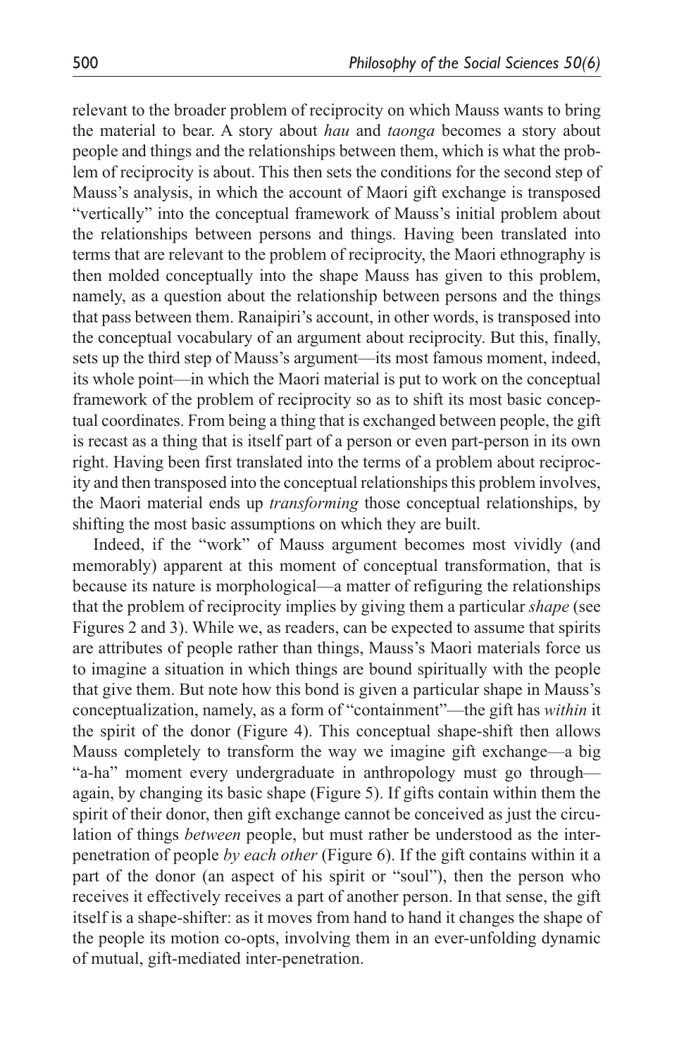relevant to the broader problem of reciprocity on which Mauss wants to bring the material to bear. A story about *hau* and *taonga* becomes a story about people and things and the relationships between them, which is what the problem of reciprocity is about. This then sets the conditions for the second step of Mauss's analysis, in which the account of Maori gift exchange is transposed "vertically" into the conceptual framework of Mauss's initial problem about the relationships between persons and things. Having been translated into terms that are relevant to the problem of reciprocity, the Maori ethnography is then molded conceptually into the shape Mauss has given to this problem, namely, as a question about the relationship between persons and the things that pass between them. Ranaipiri's account, in other words, is transposed into the conceptual vocabulary of an argument about reciprocity. But this, finally, sets up the third step of Mauss's argument—its most famous moment, indeed, its whole point—in which the Maori material is put to work on the conceptual framework of the problem of reciprocity so as to shift its most basic conceptual coordinates. From being a thing that is exchanged between people, the gift is recast as a thing that is itself part of a person or even part-person in its own right. Having been first translated into the terms of a problem about reciprocity and then transposed into the conceptual relationships this problem involves, the Maori material ends up *transforming* those conceptual relationships, by shifting the most basic assumptions on which they are built.

Indeed, if the "work" of Mauss argument becomes most vividly (and memorably) apparent at this moment of conceptual transformation, that is because its nature is morphological—a matter of refiguring the relationships that the problem of reciprocity implies by giving them a particular *shape* (see Figures 2 and 3). While we, as readers, can be expected to assume that spirits are attributes of people rather than things, Mauss's Maori materials force us to imagine a situation in which things are bound spiritually with the people that give them. But note how this bond is given a particular shape in Mauss's conceptualization, namely, as a form of "containment"—the gift has *within* it the spirit of the donor (Figure 4). This conceptual shape-shift then allows Mauss completely to transform the way we imagine gift exchange—a big "a-ha" moment every undergraduate in anthropology must go through—again, by changing its basic shape (Figure 5). If gifts contain within them the spirit of their donor, then gift exchange cannot be conceived as just the circulation of things *between* people, but must rather be understood as the inter-penetration of people *by each other* (Figure 6). If the gift contains within it a part of the donor (an aspect of his spirit or "soul"), then the person who receives it effectively receives a part of another person. In that sense, the gift itself is a shape-shifter: as it moves from hand to hand it changes the shape of the people its motion co-opts, involving them in an ever-unfolding dynamic of mutual, gift-mediated inter-penetration.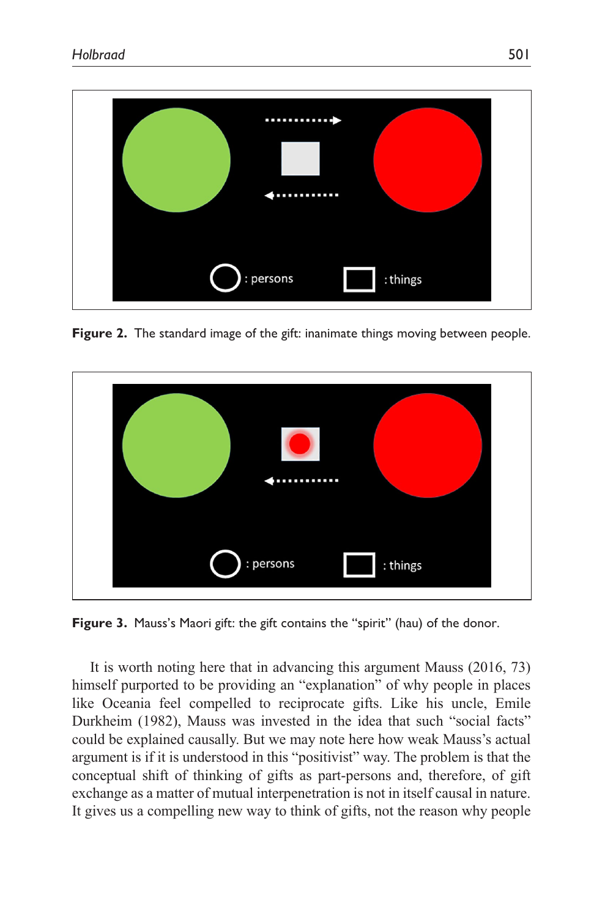**Figure 2.** The standard image of the gift: inanimate things moving between people.

**Figure 3.** Mauss's Maori gift: the gift contains the "spirit" (hau) of the donor.

It is worth noting here that in advancing this argument Mauss (2016, 73) himself purported to be providing an "explanation" of why people in places like Oceania feel compelled to reciprocate gifts. Like his uncle, Emile Durkheim (1982), Mauss was invested in the idea that such "social facts" could be explained causally. But we may note here how weak Mauss's actual argument is if it is understood in this "positivist" way. The problem is that the conceptual shift of thinking of gifts as part-persons and, therefore, of gift exchange as a matter of mutual interpenetration is not in itself causal in nature. It gives us a compelling new way to think of gifts, not the reason why people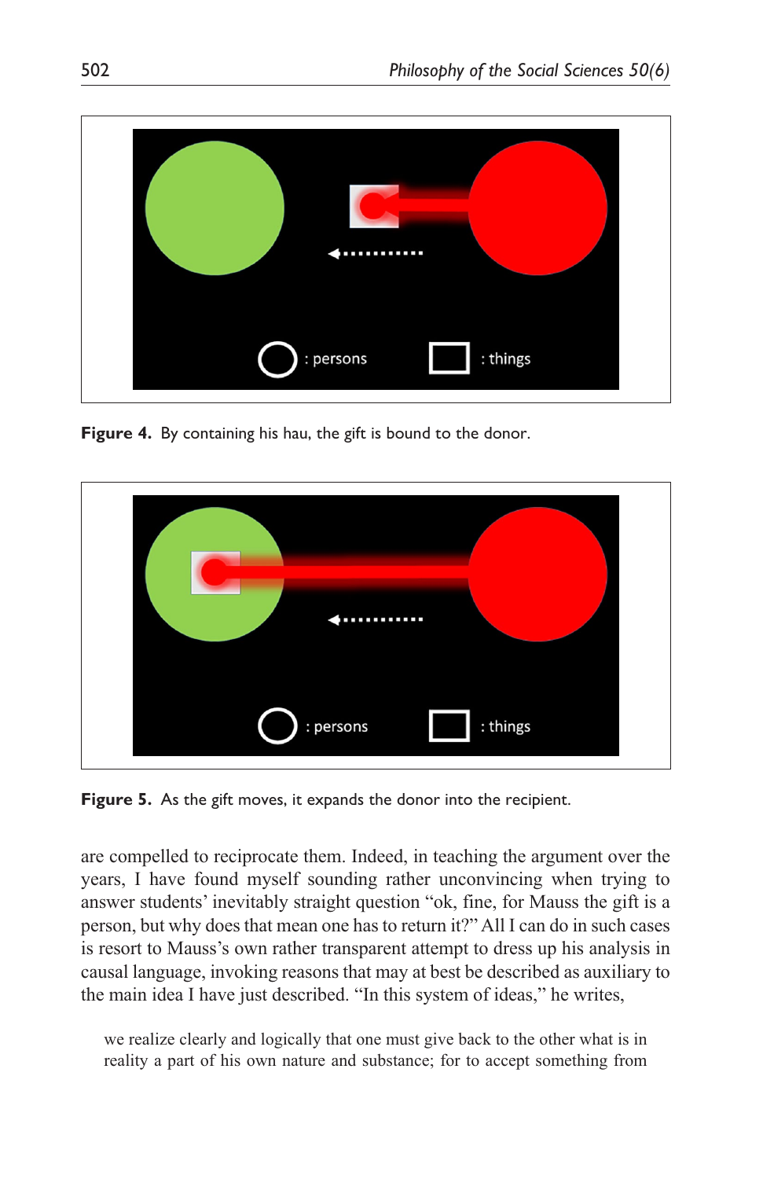**Figure 4.** By containing his hau, the gift is bound to the donor.

**Figure 5.** As the gift moves, it expands the donor into the recipient.

are compelled to reciprocate them. Indeed, in teaching the argument over the years, I have found myself sounding rather unconvincing when trying to answer students' inevitably straight question "ok, fine, for Mauss the gift is a person, but why does that mean one has to return it?" All I can do in such cases is resort to Mauss's own rather transparent attempt to dress up his analysis in causal language, invoking reasons that may at best be described as auxiliary to the main idea I have just described. "In this system of ideas," he writes,

> we realize clearly and logically that one must give back to the other what is in reality a part of his own nature and substance; for to accept something from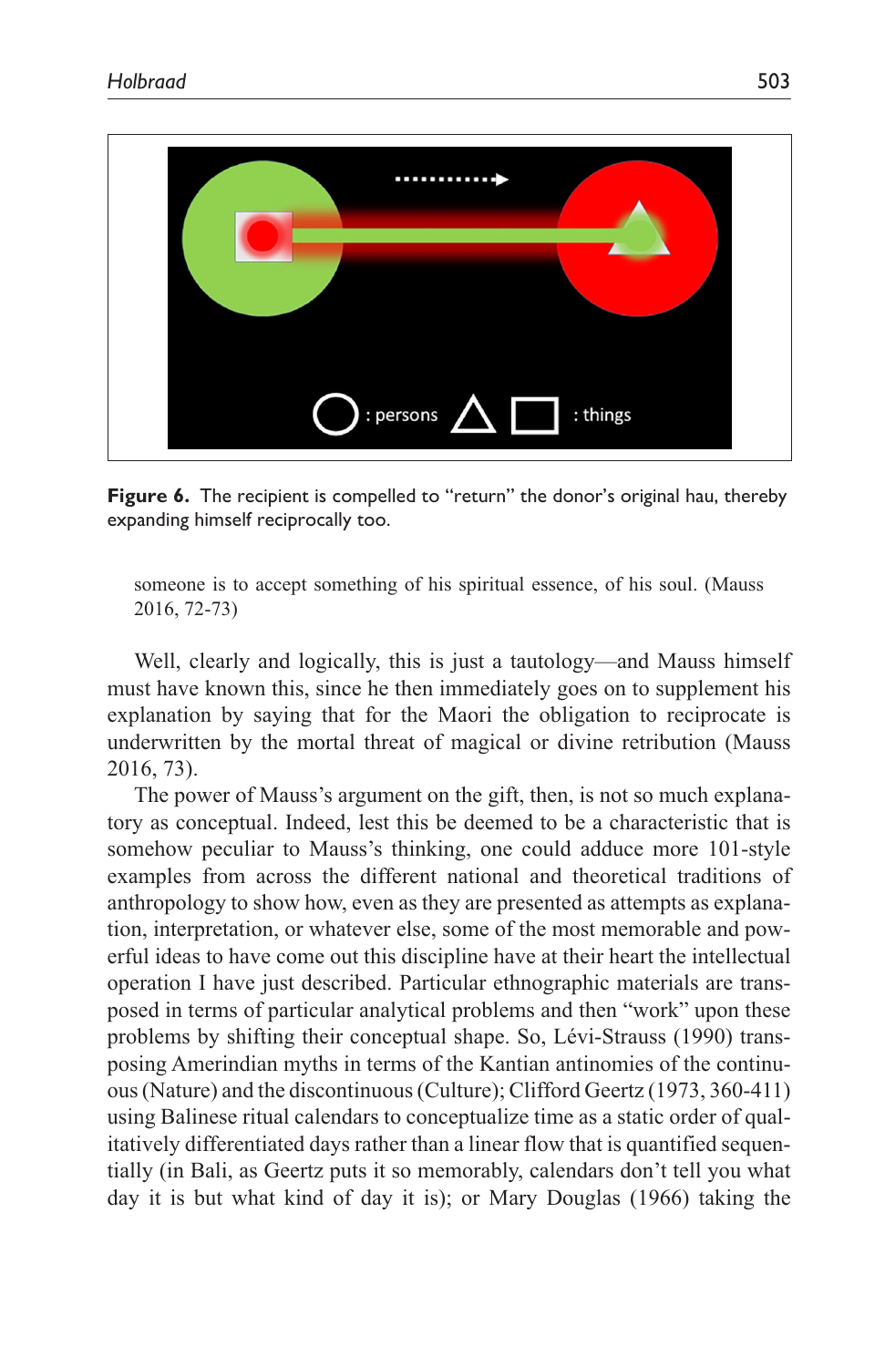**Figure 6.** The recipient is compelled to "return" the donor's original hau, thereby expanding himself reciprocally too.

> someone is to accept something of his spiritual essence, of his soul. (Mauss 2016, 72-73)

Well, clearly and logically, this is just a tautology—and Mauss himself must have known this, since he then immediately goes on to supplement his explanation by saying that for the Maori the obligation to reciprocate is underwritten by the mortal threat of magical or divine retribution (Mauss 2016, 73).

The power of Mauss's argument on the gift, then, is not so much explanatory as conceptual. Indeed, lest this be deemed to be a characteristic that is somehow peculiar to Mauss's thinking, one could adduce more 101-style examples from across the different national and theoretical traditions of anthropology to show how, even as they are presented as attempts as explanation, interpretation, or whatever else, some of the most memorable and powerful ideas to have come out this discipline have at their heart the intellectual operation I have just described. Particular ethnographic materials are transposed in terms of particular analytical problems and then "work" upon these problems by shifting their conceptual shape. So, Lévi-Strauss (1990) transposing Amerindian myths in terms of the Kantian antinomies of the continuous (Nature) and the discontinuous (Culture); Clifford Geertz (1973, 360-411) using Balinese ritual calendars to conceptualize time as a static order of qualitatively differentiated days rather than a linear flow that is quantified sequentially (in Bali, as Geertz puts it so memorably, calendars don't tell you what day it is but what kind of day it is); or Mary Douglas (1966) taking the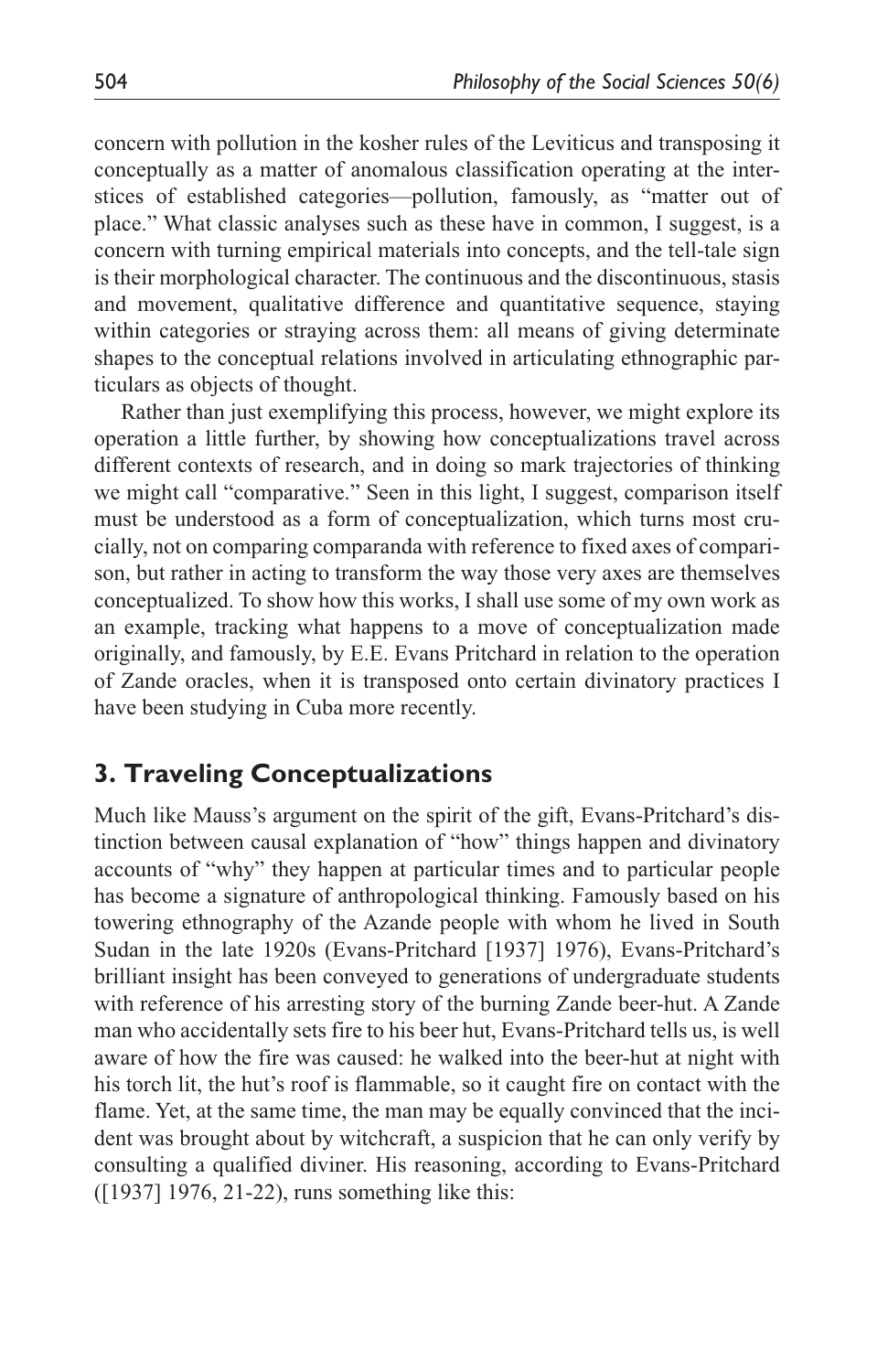concern with pollution in the kosher rules of the Leviticus and transposing it conceptually as a matter of anomalous classification operating at the interstices of established categories—pollution, famously, as "matter out of place." What classic analyses such as these have in common, I suggest, is a concern with turning empirical materials into concepts, and the tell-tale sign is their morphological character. The continuous and the discontinuous, stasis and movement, qualitative difference and quantitative sequence, staying within categories or straying across them: all means of giving determinate shapes to the conceptual relations involved in articulating ethnographic particulars as objects of thought.

Rather than just exemplifying this process, however, we might explore its operation a little further, by showing how conceptualizations travel across different contexts of research, and in doing so mark trajectories of thinking we might call "comparative." Seen in this light, I suggest, comparison itself must be understood as a form of conceptualization, which turns most crucially, not on comparing comparanda with reference to fixed axes of comparison, but rather in acting to transform the way those very axes are themselves conceptualized. To show how this works, I shall use some of my own work as an example, tracking what happens to a move of conceptualization made originally, and famously, by E.E. Evans Pritchard in relation to the operation of Zande oracles, when it is transposed onto certain divinatory practices I have been studying in Cuba more recently.

## 3. Traveling Conceptualizations

Much like Mauss's argument on the spirit of the gift, Evans-Pritchard's distinction between causal explanation of "how" things happen and divinatory accounts of "why" they happen at particular times and to particular people has become a signature of anthropological thinking. Famously based on his towering ethnography of the Azande people with whom he lived in South Sudan in the late 1920s (Evans-Pritchard [1937] 1976), Evans-Pritchard's brilliant insight has been conveyed to generations of undergraduate students with reference of his arresting story of the burning Zande beer-hut. A Zande man who accidentally sets fire to his beer hut, Evans-Pritchard tells us, is well aware of how the fire was caused: he walked into the beer-hut at night with his torch lit, the hut's roof is flammable, so it caught fire on contact with the flame. Yet, at the same time, the man may be equally convinced that the incident was brought about by witchcraft, a suspicion that he can only verify by consulting a qualified diviner. His reasoning, according to Evans-Pritchard ([1937] 1976, 21-22), runs something like this: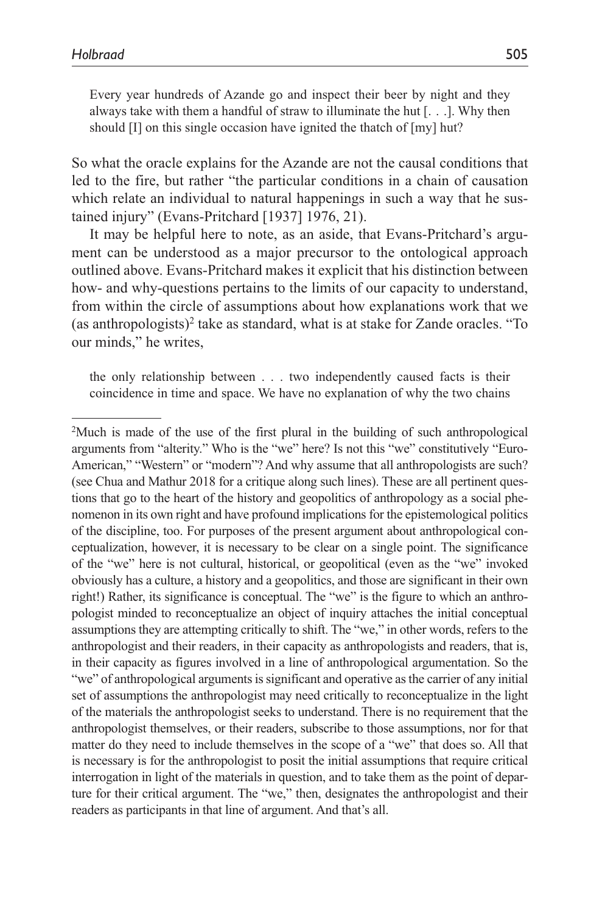> Every year hundreds of Azande go and inspect their beer by night and they always take with them a handful of straw to illuminate the hut [. . .]. Why then should [I] on this single occasion have ignited the thatch of [my] hut?

So what the oracle explains for the Azande are not the causal conditions that led to the fire, but rather "the particular conditions in a chain of causation which relate an individual to natural happenings in such a way that he sustained injury" (Evans-Pritchard [1937] 1976, 21).

It may be helpful here to note, as an aside, that Evans-Pritchard's argument can be understood as a major precursor to the ontological approach outlined above. Evans-Pritchard makes it explicit that his distinction between how- and why-questions pertains to the limits of our capacity to understand, from within the circle of assumptions about how explanations work that we (as anthropologists)[2] take as standard, what is at stake for Zande oracles. "To our minds," he writes,

> the only relationship between . . . two independently caused facts is their coincidence in time and space. We have no explanation of why the two chains

---

[2]Much is made of the use of the first plural in the building of such anthropological arguments from "alterity." Who is the "we" here? Is not this "we" constitutively "Euro-American," "Western" or "modern"? And why assume that all anthropologists are such? (see Chua and Mathur 2018 for a critique along such lines). These are all pertinent questions that go to the heart of the history and geopolitics of anthropology as a social phenomenon in its own right and have profound implications for the epistemological politics of the discipline, too. For purposes of the present argument about anthropological conceptualization, however, it is necessary to be clear on a single point. The significance of the "we" here is not cultural, historical, or geopolitical (even as the "we" invoked obviously has a culture, a history and a geopolitics, and those are significant in their own right!) Rather, its significance is conceptual. The "we" is the figure to which an anthropologist minded to reconceptualize an object of inquiry attaches the initial conceptual assumptions they are attempting critically to shift. The "we," in other words, refers to the anthropologist and their readers, in their capacity as anthropologists and readers, that is, in their capacity as figures involved in a line of anthropological argumentation. So the "we" of anthropological arguments is significant and operative as the carrier of any initial set of assumptions the anthropologist may need critically to reconceptualize in the light of the materials the anthropologist seeks to understand. There is no requirement that the anthropologist themselves, or their readers, subscribe to those assumptions, nor for that matter do they need to include themselves in the scope of a "we" that does so. All that is necessary is for the anthropologist to posit the initial assumptions that require critical interrogation in light of the materials in question, and to take them as the point of departure for their critical argument. The "we," then, designates the anthropologist and their readers as participants in that line of argument. And that's all.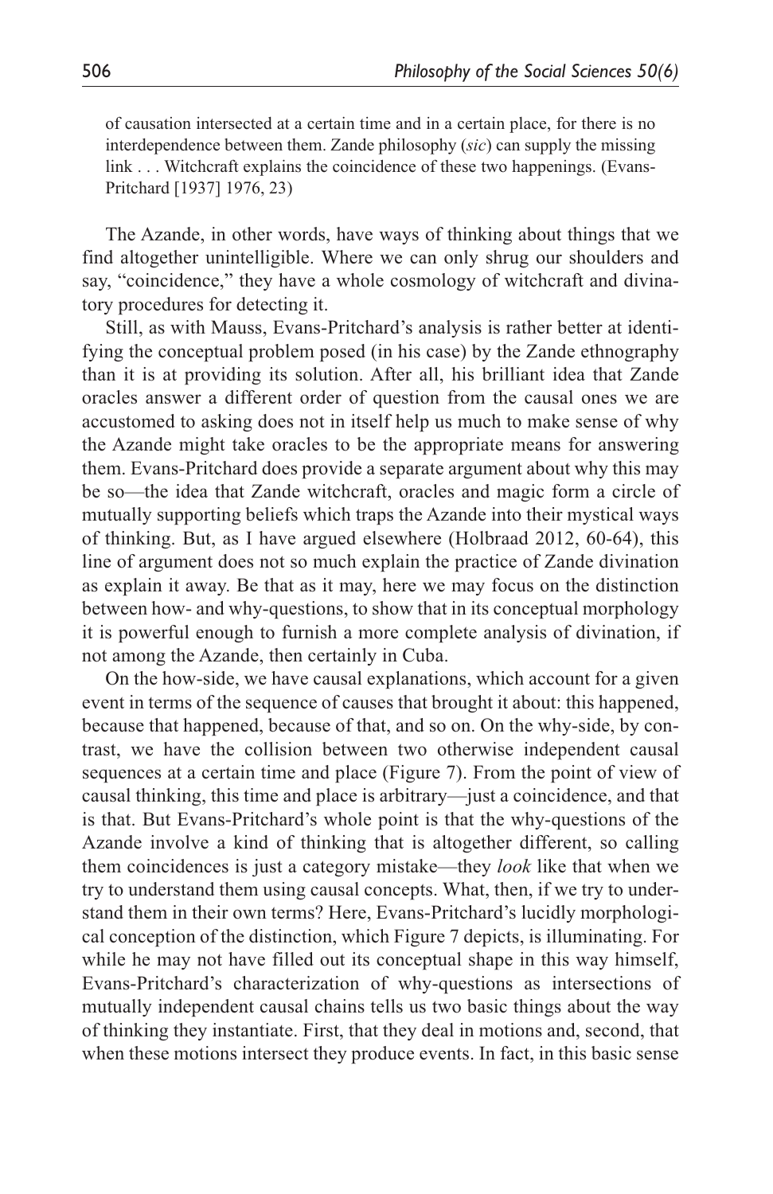of causation intersected at a certain time and in a certain place, for there is no interdependence between them. Zande philosophy (*sic*) can supply the missing link . . . Witchcraft explains the coincidence of these two happenings. (Evans-Pritchard [1937] 1976, 23)

The Azande, in other words, have ways of thinking about things that we find altogether unintelligible. Where we can only shrug our shoulders and say, "coincidence," they have a whole cosmology of witchcraft and divinatory procedures for detecting it.

Still, as with Mauss, Evans-Pritchard's analysis is rather better at identifying the conceptual problem posed (in his case) by the Zande ethnography than it is at providing its solution. After all, his brilliant idea that Zande oracles answer a different order of question from the causal ones we are accustomed to asking does not in itself help us much to make sense of why the Azande might take oracles to be the appropriate means for answering them. Evans-Pritchard does provide a separate argument about why this may be so—the idea that Zande witchcraft, oracles and magic form a circle of mutually supporting beliefs which traps the Azande into their mystical ways of thinking. But, as I have argued elsewhere (Holbraad 2012, 60-64), this line of argument does not so much explain the practice of Zande divination as explain it away. Be that as it may, here we may focus on the distinction between how- and why-questions, to show that in its conceptual morphology it is powerful enough to furnish a more complete analysis of divination, if not among the Azande, then certainly in Cuba.

On the how-side, we have causal explanations, which account for a given event in terms of the sequence of causes that brought it about: this happened, because that happened, because of that, and so on. On the why-side, by contrast, we have the collision between two otherwise independent causal sequences at a certain time and place (Figure 7). From the point of view of causal thinking, this time and place is arbitrary—just a coincidence, and that is that. But Evans-Pritchard's whole point is that the why-questions of the Azande involve a kind of thinking that is altogether different, so calling them coincidences is just a category mistake—they *look* like that when we try to understand them using causal concepts. What, then, if we try to understand them in their own terms? Here, Evans-Pritchard's lucidly morphological conception of the distinction, which Figure 7 depicts, is illuminating. For while he may not have filled out its conceptual shape in this way himself, Evans-Pritchard's characterization of why-questions as intersections of mutually independent causal chains tells us two basic things about the way of thinking they instantiate. First, that they deal in motions and, second, that when these motions intersect they produce events. In fact, in this basic sense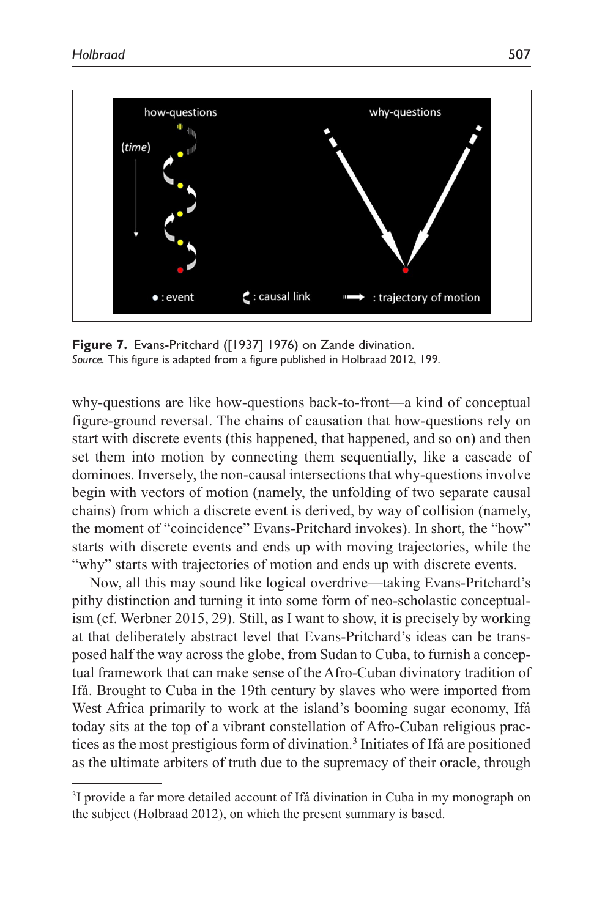**Figure 7.** Evans-Pritchard ([1937] 1976) on Zande divination.
*Source.* This figure is adapted from a figure published in Holbraad 2012, 199.

why-questions are like how-questions back-to-front—a kind of conceptual figure-ground reversal. The chains of causation that how-questions rely on start with discrete events (this happened, that happened, and so on) and then set them into motion by connecting them sequentially, like a cascade of dominoes. Inversely, the non-causal intersections that why-questions involve begin with vectors of motion (namely, the unfolding of two separate causal chains) from which a discrete event is derived, by way of collision (namely, the moment of "coincidence" Evans-Pritchard invokes). In short, the "how" starts with discrete events and ends up with moving trajectories, while the "why" starts with trajectories of motion and ends up with discrete events.

Now, all this may sound like logical overdrive—taking Evans-Pritchard's pithy distinction and turning it into some form of neo-scholastic conceptualism (cf. Werbner 2015, 29). Still, as I want to show, it is precisely by working at that deliberately abstract level that Evans-Pritchard's ideas can be transposed half the way across the globe, from Sudan to Cuba, to furnish a conceptual framework that can make sense of the Afro-Cuban divinatory tradition of Ifá. Brought to Cuba in the 19th century by slaves who were imported from West Africa primarily to work at the island's booming sugar economy, Ifá today sits at the top of a vibrant constellation of Afro-Cuban religious practices as the most prestigious form of divination.[3] Initiates of Ifá are positioned as the ultimate arbiters of truth due to the supremacy of their oracle, through

[3]I provide a far more detailed account of Ifá divination in Cuba in my monograph on the subject (Holbraad 2012), on which the present summary is based.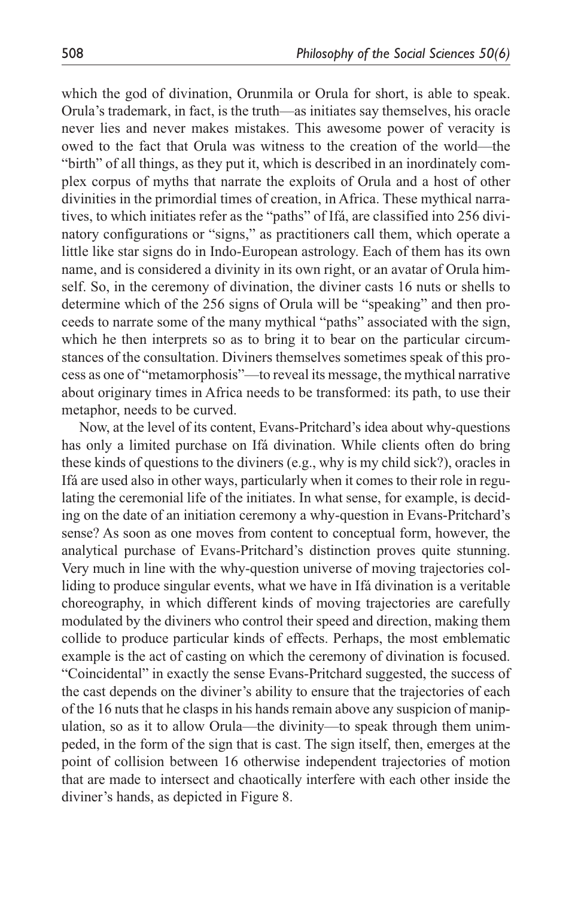which the god of divination, Orunmila or Orula for short, is able to speak. Orula's trademark, in fact, is the truth—as initiates say themselves, his oracle never lies and never makes mistakes. This awesome power of veracity is owed to the fact that Orula was witness to the creation of the world—the "birth" of all things, as they put it, which is described in an inordinately complex corpus of myths that narrate the exploits of Orula and a host of other divinities in the primordial times of creation, in Africa. These mythical narratives, to which initiates refer as the "paths" of Ifá, are classified into 256 divinatory configurations or "signs," as practitioners call them, which operate a little like star signs do in Indo-European astrology. Each of them has its own name, and is considered a divinity in its own right, or an avatar of Orula himself. So, in the ceremony of divination, the diviner casts 16 nuts or shells to determine which of the 256 signs of Orula will be "speaking" and then proceeds to narrate some of the many mythical "paths" associated with the sign, which he then interprets so as to bring it to bear on the particular circumstances of the consultation. Diviners themselves sometimes speak of this process as one of "metamorphosis"—to reveal its message, the mythical narrative about originary times in Africa needs to be transformed: its path, to use their metaphor, needs to be curved.

Now, at the level of its content, Evans-Pritchard's idea about why-questions has only a limited purchase on Ifá divination. While clients often do bring these kinds of questions to the diviners (e.g., why is my child sick?), oracles in Ifá are used also in other ways, particularly when it comes to their role in regulating the ceremonial life of the initiates. In what sense, for example, is deciding on the date of an initiation ceremony a why-question in Evans-Pritchard's sense? As soon as one moves from content to conceptual form, however, the analytical purchase of Evans-Pritchard's distinction proves quite stunning. Very much in line with the why-question universe of moving trajectories colliding to produce singular events, what we have in Ifá divination is a veritable choreography, in which different kinds of moving trajectories are carefully modulated by the diviners who control their speed and direction, making them collide to produce particular kinds of effects. Perhaps, the most emblematic example is the act of casting on which the ceremony of divination is focused. "Coincidental" in exactly the sense Evans-Pritchard suggested, the success of the cast depends on the diviner's ability to ensure that the trajectories of each of the 16 nuts that he clasps in his hands remain above any suspicion of manipulation, so as it to allow Orula—the divinity—to speak through them unimpeded, in the form of the sign that is cast. The sign itself, then, emerges at the point of collision between 16 otherwise independent trajectories of motion that are made to intersect and chaotically interfere with each other inside the diviner's hands, as depicted in Figure 8.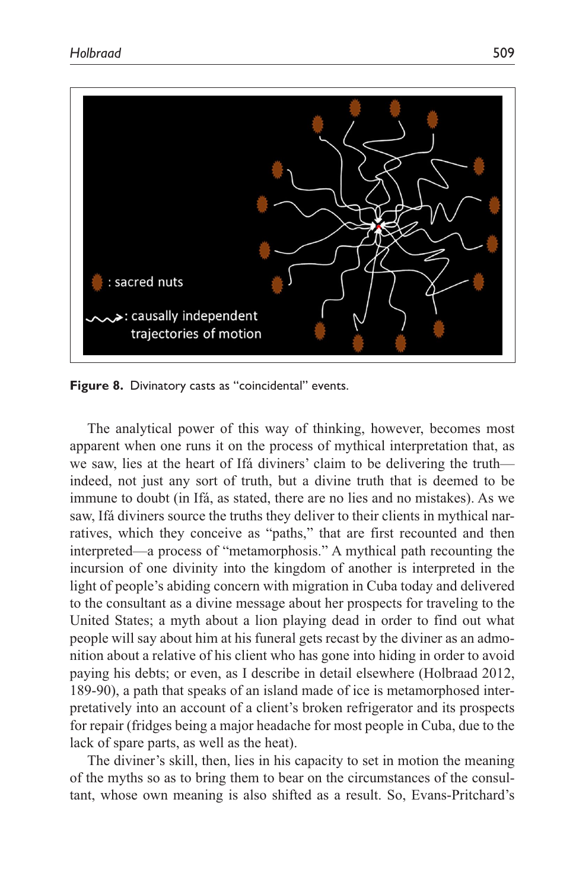Figure 8. Divinatory casts as "coincidental" events.

The analytical power of this way of thinking, however, becomes most apparent when one runs it on the process of mythical interpretation that, as we saw, lies at the heart of Ifá diviners' claim to be delivering the truth—indeed, not just any sort of truth, but a divine truth that is deemed to be immune to doubt (in Ifá, as stated, there are no lies and no mistakes). As we saw, Ifá diviners source the truths they deliver to their clients in mythical narratives, which they conceive as "paths," that are first recounted and then interpreted—a process of "metamorphosis." A mythical path recounting the incursion of one divinity into the kingdom of another is interpreted in the light of people's abiding concern with migration in Cuba today and delivered to the consultant as a divine message about her prospects for traveling to the United States; a myth about a lion playing dead in order to find out what people will say about him at his funeral gets recast by the diviner as an admonition about a relative of his client who has gone into hiding in order to avoid paying his debts; or even, as I describe in detail elsewhere (Holbraad 2012, 189-90), a path that speaks of an island made of ice is metamorphosed interpretatively into an account of a client's broken refrigerator and its prospects for repair (fridges being a major headache for most people in Cuba, due to the lack of spare parts, as well as the heat).

The diviner's skill, then, lies in his capacity to set in motion the meaning of the myths so as to bring them to bear on the circumstances of the consultant, whose own meaning is also shifted as a result. So, Evans-Pritchard's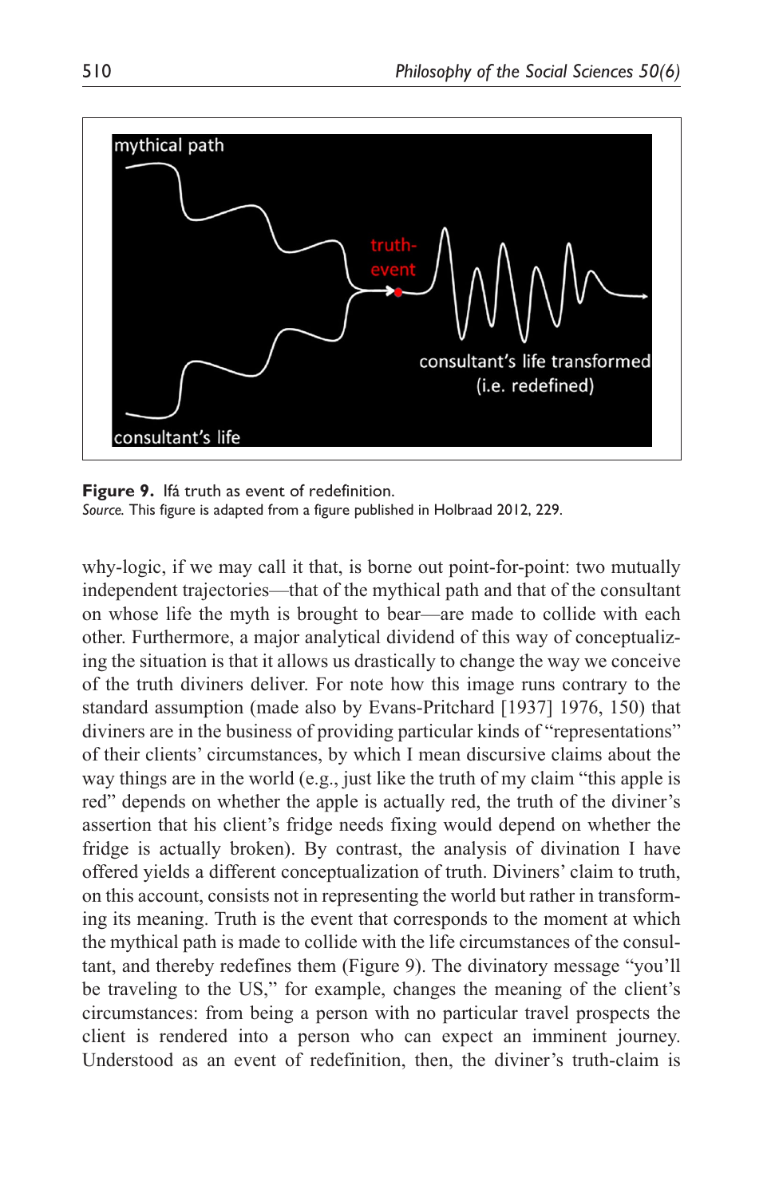**Figure 9.** Ifá truth as event of redefinition.
*Source.* This figure is adapted from a figure published in Holbraad 2012, 229.

why-logic, if we may call it that, is borne out point-for-point: two mutually independent trajectories—that of the mythical path and that of the consultant on whose life the myth is brought to bear—are made to collide with each other. Furthermore, a major analytical dividend of this way of conceptualizing the situation is that it allows us drastically to change the way we conceive of the truth diviners deliver. For note how this image runs contrary to the standard assumption (made also by Evans-Pritchard [1937] 1976, 150) that diviners are in the business of providing particular kinds of "representations" of their clients' circumstances, by which I mean discursive claims about the way things are in the world (e.g., just like the truth of my claim "this apple is red" depends on whether the apple is actually red, the truth of the diviner's assertion that his client's fridge needs fixing would depend on whether the fridge is actually broken). By contrast, the analysis of divination I have offered yields a different conceptualization of truth. Diviners' claim to truth, on this account, consists not in representing the world but rather in transforming its meaning. Truth is the event that corresponds to the moment at which the mythical path is made to collide with the life circumstances of the consultant, and thereby redefines them (Figure 9). The divinatory message "you'll be traveling to the US," for example, changes the meaning of the client's circumstances: from being a person with no particular travel prospects the client is rendered into a person who can expect an imminent journey. Understood as an event of redefinition, then, the diviner's truth-claim is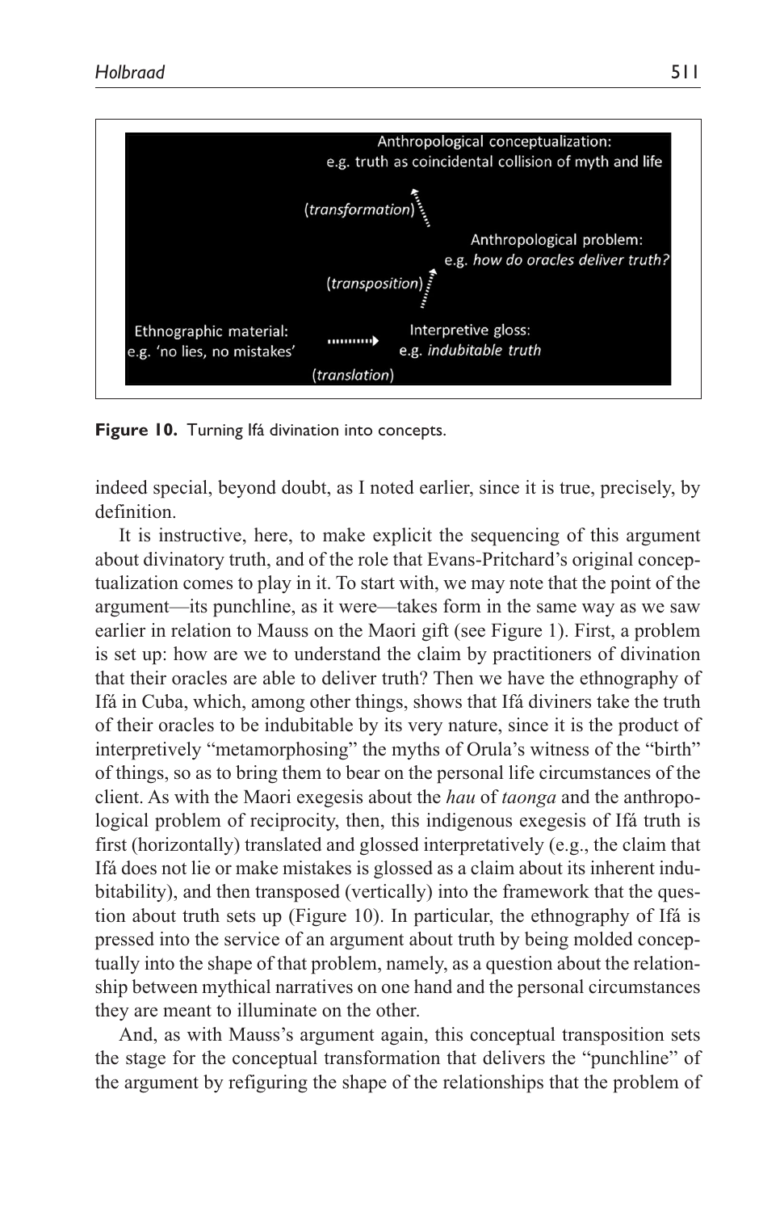Anthropological conceptualization: e.g. truth as coincidental collision of myth and life

(*transformation*)

Anthropological problem: e.g. *how do oracles deliver truth?*

(*transposition*)

Ethnographic material: e.g. 'no lies, no mistakes' → Interpretive gloss: e.g. *indubitable truth*

(*translation*)

**Figure 10.** Turning Ifá divination into concepts.

indeed special, beyond doubt, as I noted earlier, since it is true, precisely, by definition.

It is instructive, here, to make explicit the sequencing of this argument about divinatory truth, and of the role that Evans-Pritchard's original conceptualization comes to play in it. To start with, we may note that the point of the argument—its punchline, as it were—takes form in the same way as we saw earlier in relation to Mauss on the Maori gift (see Figure 1). First, a problem is set up: how are we to understand the claim by practitioners of divination that their oracles are able to deliver truth? Then we have the ethnography of Ifá in Cuba, which, among other things, shows that Ifá diviners take the truth of their oracles to be indubitable by its very nature, since it is the product of interpretively "metamorphosing" the myths of Orula's witness of the "birth" of things, so as to bring them to bear on the personal life circumstances of the client. As with the Maori exegesis about the *hau* of *taonga* and the anthropological problem of reciprocity, then, this indigenous exegesis of Ifá truth is first (horizontally) translated and glossed interpretatively (e.g., the claim that Ifá does not lie or make mistakes is glossed as a claim about its inherent indubitability), and then transposed (vertically) into the framework that the question about truth sets up (Figure 10). In particular, the ethnography of Ifá is pressed into the service of an argument about truth by being molded conceptually into the shape of that problem, namely, as a question about the relationship between mythical narratives on one hand and the personal circumstances they are meant to illuminate on the other.

And, as with Mauss's argument again, this conceptual transposition sets the stage for the conceptual transformation that delivers the "punchline" of the argument by refiguring the shape of the relationships that the problem of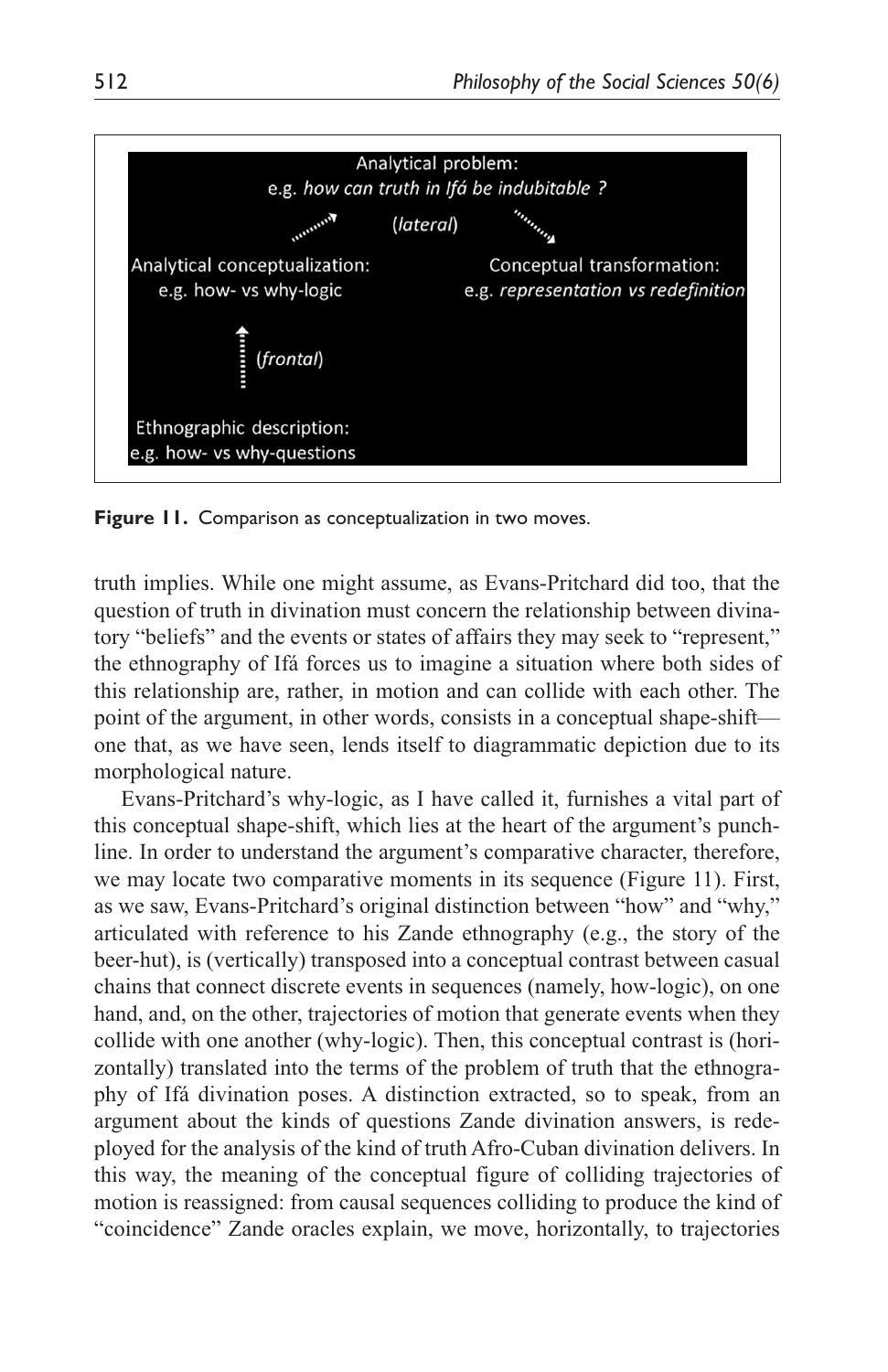Analytical problem:
e.g. *how can truth in Ifá be indubitable ?*

(*lateral*)

Analytical conceptualization:
e.g. how- vs why-logic

Conceptual transformation:
e.g. *representation vs redefinition*

(*frontal*)

Ethnographic description:
e.g. how- vs why-questions

**Figure 11.** Comparison as conceptualization in two moves.

truth implies. While one might assume, as Evans-Pritchard did too, that the question of truth in divination must concern the relationship between divinatory "beliefs" and the events or states of affairs they may seek to "represent," the ethnography of Ifá forces us to imagine a situation where both sides of this relationship are, rather, in motion and can collide with each other. The point of the argument, in other words, consists in a conceptual shape-shift—one that, as we have seen, lends itself to diagrammatic depiction due to its morphological nature.

Evans-Pritchard's why-logic, as I have called it, furnishes a vital part of this conceptual shape-shift, which lies at the heart of the argument's punchline. In order to understand the argument's comparative character, therefore, we may locate two comparative moments in its sequence (Figure 11). First, as we saw, Evans-Pritchard's original distinction between "how" and "why," articulated with reference to his Zande ethnography (e.g., the story of the beer-hut), is (vertically) transposed into a conceptual contrast between casual chains that connect discrete events in sequences (namely, how-logic), on one hand, and, on the other, trajectories of motion that generate events when they collide with one another (why-logic). Then, this conceptual contrast is (horizontally) translated into the terms of the problem of truth that the ethnography of Ifá divination poses. A distinction extracted, so to speak, from an argument about the kinds of questions Zande divination answers, is redeployed for the analysis of the kind of truth Afro-Cuban divination delivers. In this way, the meaning of the conceptual figure of colliding trajectories of motion is reassigned: from causal sequences colliding to produce the kind of "coincidence" Zande oracles explain, we move, horizontally, to trajectories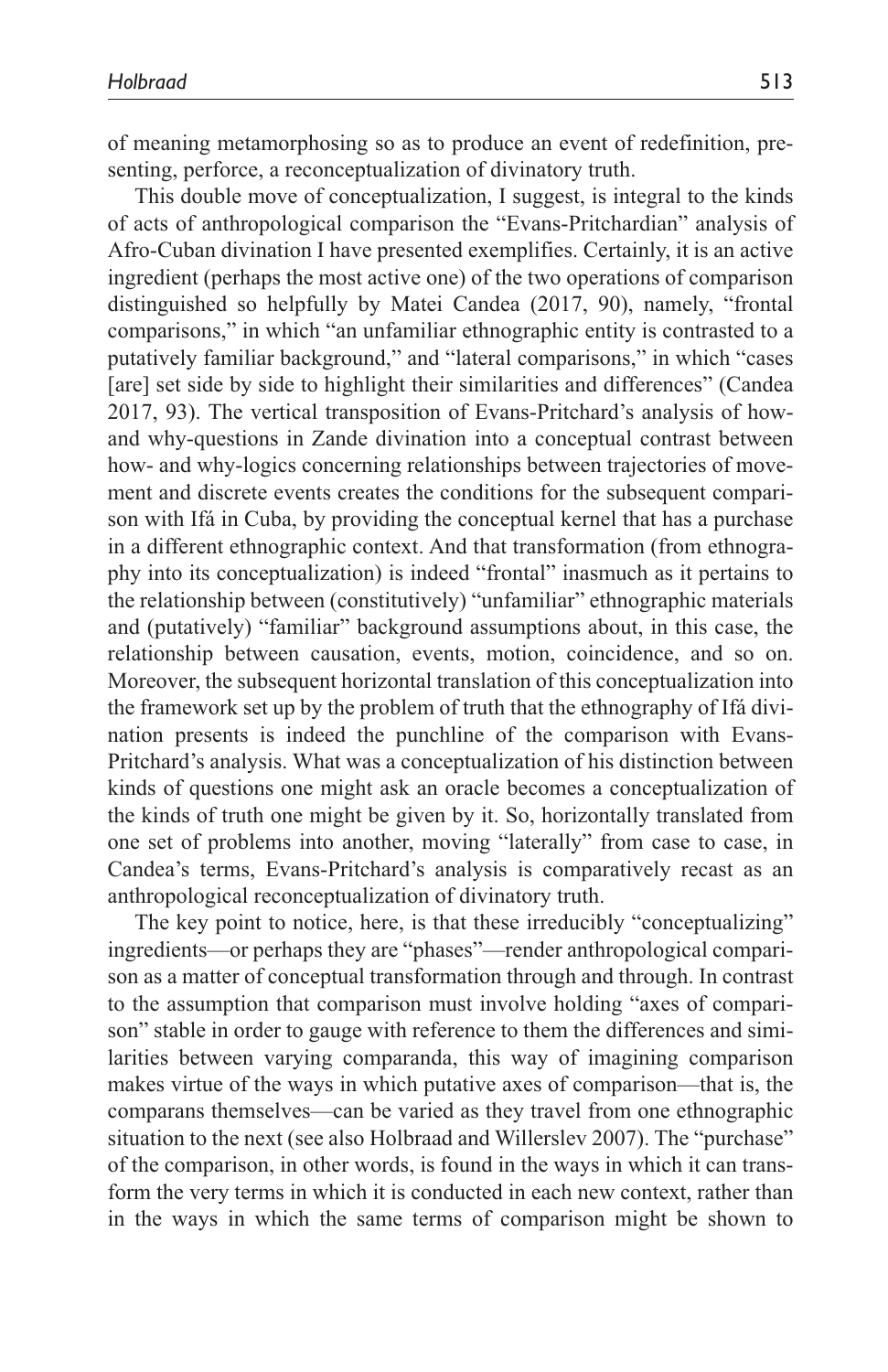of meaning metamorphosing so as to produce an event of redefinition, presenting, perforce, a reconceptualization of divinatory truth.

This double move of conceptualization, I suggest, is integral to the kinds of acts of anthropological comparison the "Evans-Pritchardian" analysis of Afro-Cuban divination I have presented exemplifies. Certainly, it is an active ingredient (perhaps the most active one) of the two operations of comparison distinguished so helpfully by Matei Candea (2017, 90), namely, "frontal comparisons," in which "an unfamiliar ethnographic entity is contrasted to a putatively familiar background," and "lateral comparisons," in which "cases [are] set side by side to highlight their similarities and differences" (Candea 2017, 93). The vertical transposition of Evans-Pritchard's analysis of how- and why-questions in Zande divination into a conceptual contrast between how- and why-logics concerning relationships between trajectories of movement and discrete events creates the conditions for the subsequent comparison with Ifá in Cuba, by providing the conceptual kernel that has a purchase in a different ethnographic context. And that transformation (from ethnography into its conceptualization) is indeed "frontal" inasmuch as it pertains to the relationship between (constitutively) "unfamiliar" ethnographic materials and (putatively) "familiar" background assumptions about, in this case, the relationship between causation, events, motion, coincidence, and so on. Moreover, the subsequent horizontal translation of this conceptualization into the framework set up by the problem of truth that the ethnography of Ifá divination presents is indeed the punchline of the comparison with Evans-Pritchard's analysis. What was a conceptualization of his distinction between kinds of questions one might ask an oracle becomes a conceptualization of the kinds of truth one might be given by it. So, horizontally translated from one set of problems into another, moving "laterally" from case to case, in Candea's terms, Evans-Pritchard's analysis is comparatively recast as an anthropological reconceptualization of divinatory truth.

The key point to notice, here, is that these irreducibly "conceptualizing" ingredients—or perhaps they are "phases"—render anthropological comparison as a matter of conceptual transformation through and through. In contrast to the assumption that comparison must involve holding "axes of comparison" stable in order to gauge with reference to them the differences and similarities between varying comparanda, this way of imagining comparison makes virtue of the ways in which putative axes of comparison—that is, the comparans themselves—can be varied as they travel from one ethnographic situation to the next (see also Holbraad and Willerslev 2007). The "purchase" of the comparison, in other words, is found in the ways in which it can transform the very terms in which it is conducted in each new context, rather than in the ways in which the same terms of comparison might be shown to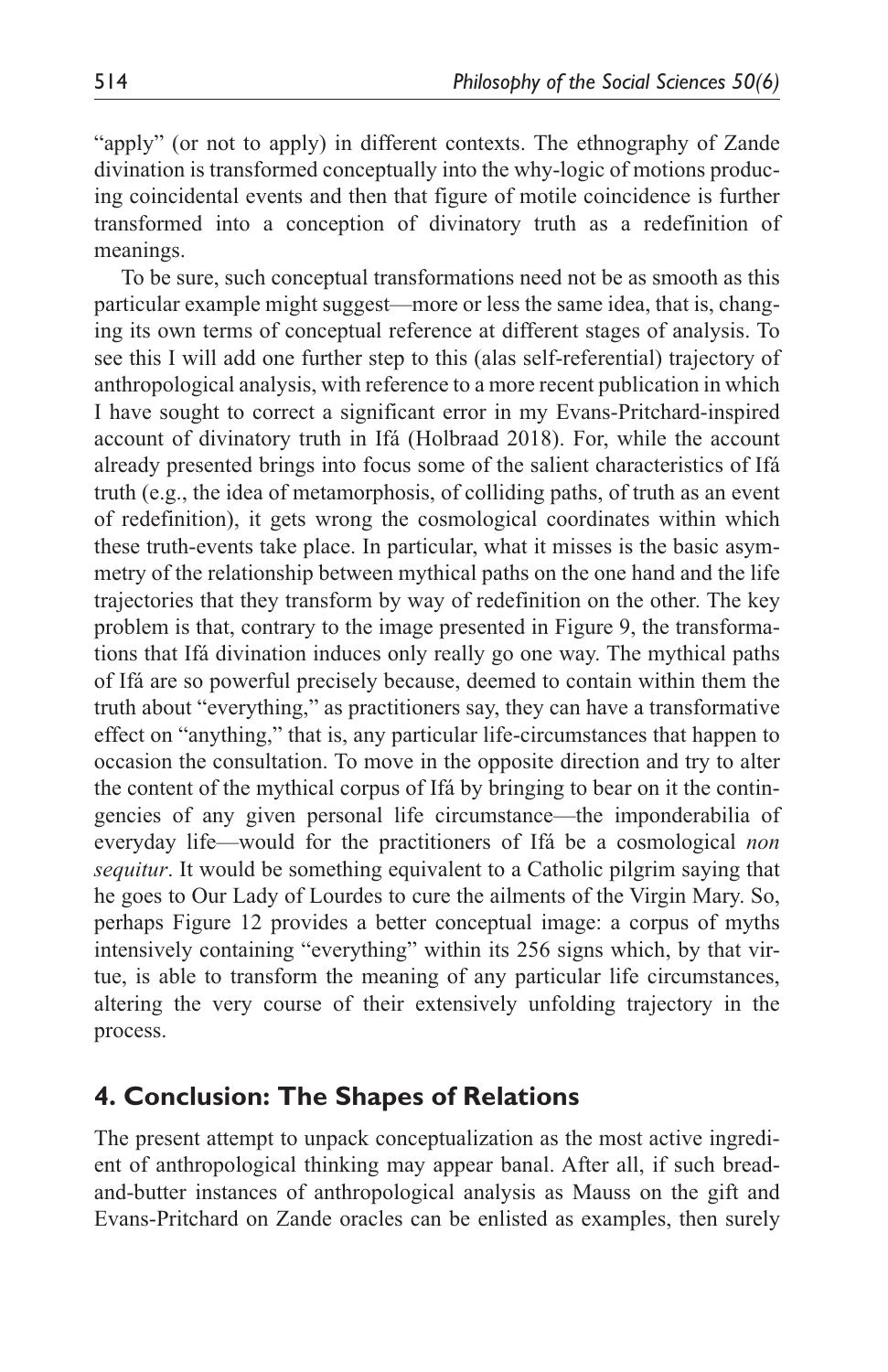"apply" (or not to apply) in different contexts. The ethnography of Zande divination is transformed conceptually into the why-logic of motions producing coincidental events and then that figure of motile coincidence is further transformed into a conception of divinatory truth as a redefinition of meanings.

To be sure, such conceptual transformations need not be as smooth as this particular example might suggest—more or less the same idea, that is, changing its own terms of conceptual reference at different stages of analysis. To see this I will add one further step to this (alas self-referential) trajectory of anthropological analysis, with reference to a more recent publication in which I have sought to correct a significant error in my Evans-Pritchard-inspired account of divinatory truth in Ifá (Holbraad 2018). For, while the account already presented brings into focus some of the salient characteristics of Ifá truth (e.g., the idea of metamorphosis, of colliding paths, of truth as an event of redefinition), it gets wrong the cosmological coordinates within which these truth-events take place. In particular, what it misses is the basic asymmetry of the relationship between mythical paths on the one hand and the life trajectories that they transform by way of redefinition on the other. The key problem is that, contrary to the image presented in Figure 9, the transformations that Ifá divination induces only really go one way. The mythical paths of Ifá are so powerful precisely because, deemed to contain within them the truth about "everything," as practitioners say, they can have a transformative effect on "anything," that is, any particular life-circumstances that happen to occasion the consultation. To move in the opposite direction and try to alter the content of the mythical corpus of Ifá by bringing to bear on it the contingencies of any given personal life circumstance—the imponderabilia of everyday life—would for the practitioners of Ifá be a cosmological *non sequitur*. It would be something equivalent to a Catholic pilgrim saying that he goes to Our Lady of Lourdes to cure the ailments of the Virgin Mary. So, perhaps Figure 12 provides a better conceptual image: a corpus of myths intensively containing "everything" within its 256 signs which, by that virtue, is able to transform the meaning of any particular life circumstances, altering the very course of their extensively unfolding trajectory in the process.

## 4. Conclusion: The Shapes of Relations

The present attempt to unpack conceptualization as the most active ingredient of anthropological thinking may appear banal. After all, if such bread-and-butter instances of anthropological analysis as Mauss on the gift and Evans-Pritchard on Zande oracles can be enlisted as examples, then surely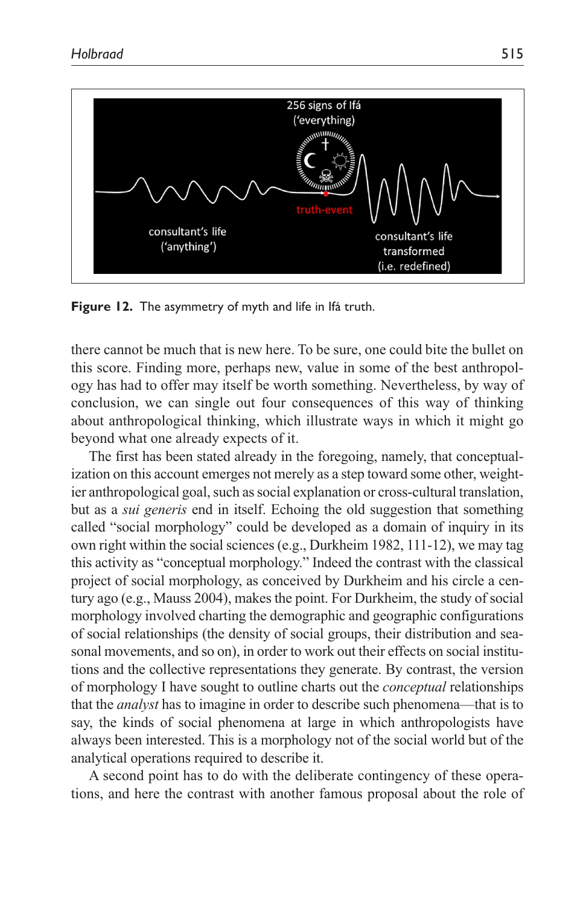**Figure 12.** The asymmetry of myth and life in Ifá truth.

there cannot be much that is new here. To be sure, one could bite the bullet on this score. Finding more, perhaps new, value in some of the best anthropology has had to offer may itself be worth something. Nevertheless, by way of conclusion, we can single out four consequences of this way of thinking about anthropological thinking, which illustrate ways in which it might go beyond what one already expects of it.

The first has been stated already in the foregoing, namely, that conceptualization on this account emerges not merely as a step toward some other, weightier anthropological goal, such as social explanation or cross-cultural translation, but as a *sui generis* end in itself. Echoing the old suggestion that something called "social morphology" could be developed as a domain of inquiry in its own right within the social sciences (e.g., Durkheim 1982, 111-12), we may tag this activity as "conceptual morphology." Indeed the contrast with the classical project of social morphology, as conceived by Durkheim and his circle a century ago (e.g., Mauss 2004), makes the point. For Durkheim, the study of social morphology involved charting the demographic and geographic configurations of social relationships (the density of social groups, their distribution and seasonal movements, and so on), in order to work out their effects on social institutions and the collective representations they generate. By contrast, the version of morphology I have sought to outline charts out the *conceptual* relationships that the *analyst* has to imagine in order to describe such phenomena—that is to say, the kinds of social phenomena at large in which anthropologists have always been interested. This is a morphology not of the social world but of the analytical operations required to describe it.

A second point has to do with the deliberate contingency of these operations, and here the contrast with another famous proposal about the role of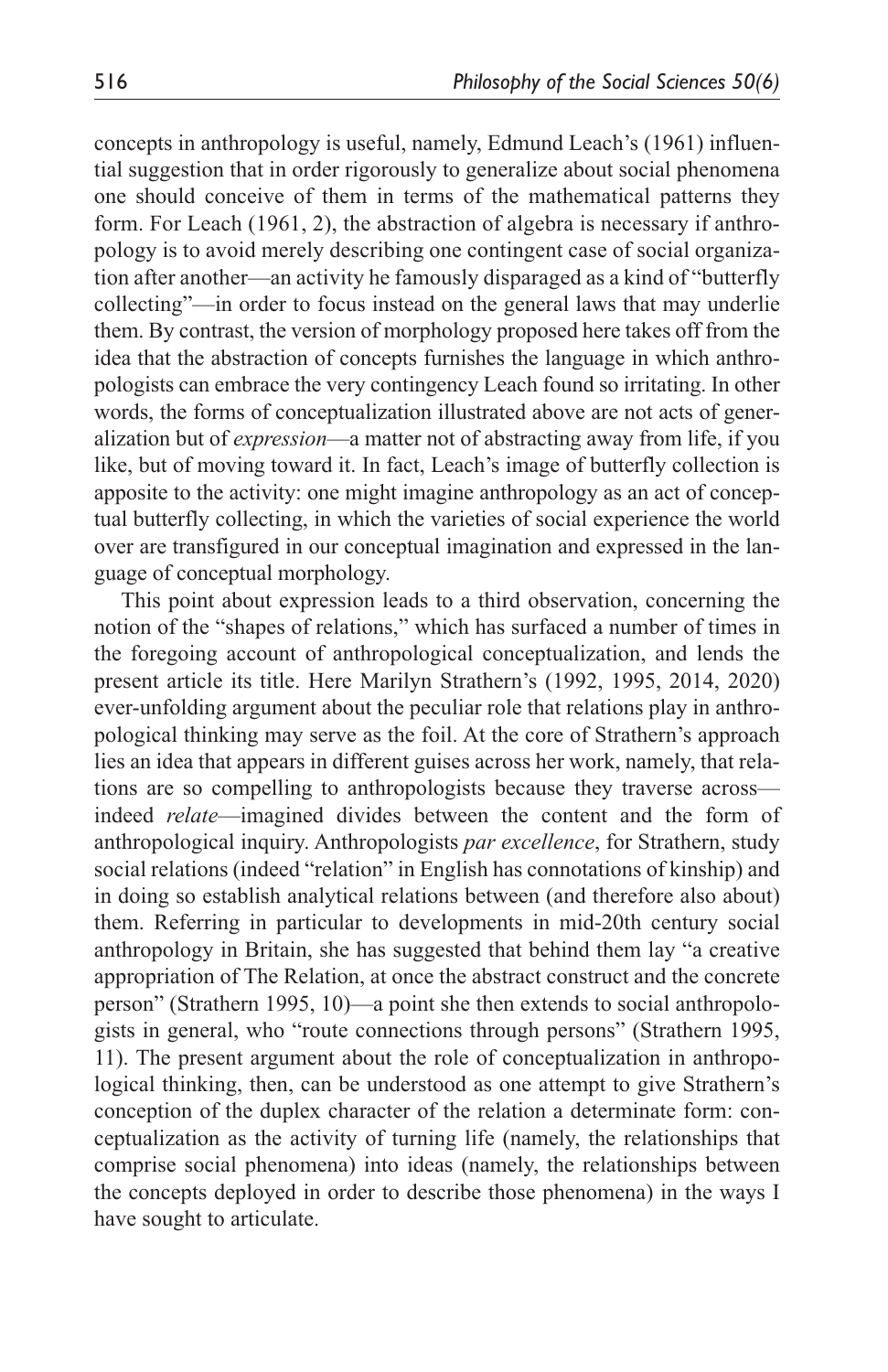concepts in anthropology is useful, namely, Edmund Leach's (1961) influential suggestion that in order rigorously to generalize about social phenomena one should conceive of them in terms of the mathematical patterns they form. For Leach (1961, 2), the abstraction of algebra is necessary if anthropology is to avoid merely describing one contingent case of social organization after another—an activity he famously disparaged as a kind of "butterfly collecting"—in order to focus instead on the general laws that may underlie them. By contrast, the version of morphology proposed here takes off from the idea that the abstraction of concepts furnishes the language in which anthropologists can embrace the very contingency Leach found so irritating. In other words, the forms of conceptualization illustrated above are not acts of generalization but of *expression*—a matter not of abstracting away from life, if you like, but of moving toward it. In fact, Leach's image of butterfly collection is apposite to the activity: one might imagine anthropology as an act of conceptual butterfly collecting, in which the varieties of social experience the world over are transfigured in our conceptual imagination and expressed in the language of conceptual morphology.

This point about expression leads to a third observation, concerning the notion of the "shapes of relations," which has surfaced a number of times in the foregoing account of anthropological conceptualization, and lends the present article its title. Here Marilyn Strathern's (1992, 1995, 2014, 2020) ever-unfolding argument about the peculiar role that relations play in anthropological thinking may serve as the foil. At the core of Strathern's approach lies an idea that appears in different guises across her work, namely, that relations are so compelling to anthropologists because they traverse across—indeed *relate*—imagined divides between the content and the form of anthropological inquiry. Anthropologists *par excellence*, for Strathern, study social relations (indeed "relation" in English has connotations of kinship) and in doing so establish analytical relations between (and therefore also about) them. Referring in particular to developments in mid-20th century social anthropology in Britain, she has suggested that behind them lay "a creative appropriation of The Relation, at once the abstract construct and the concrete person" (Strathern 1995, 10)—a point she then extends to social anthropologists in general, who "route connections through persons" (Strathern 1995, 11). The present argument about the role of conceptualization in anthropological thinking, then, can be understood as one attempt to give Strathern's conception of the duplex character of the relation a determinate form: conceptualization as the activity of turning life (namely, the relationships that comprise social phenomena) into ideas (namely, the relationships between the concepts deployed in order to describe those phenomena) in the ways I have sought to articulate.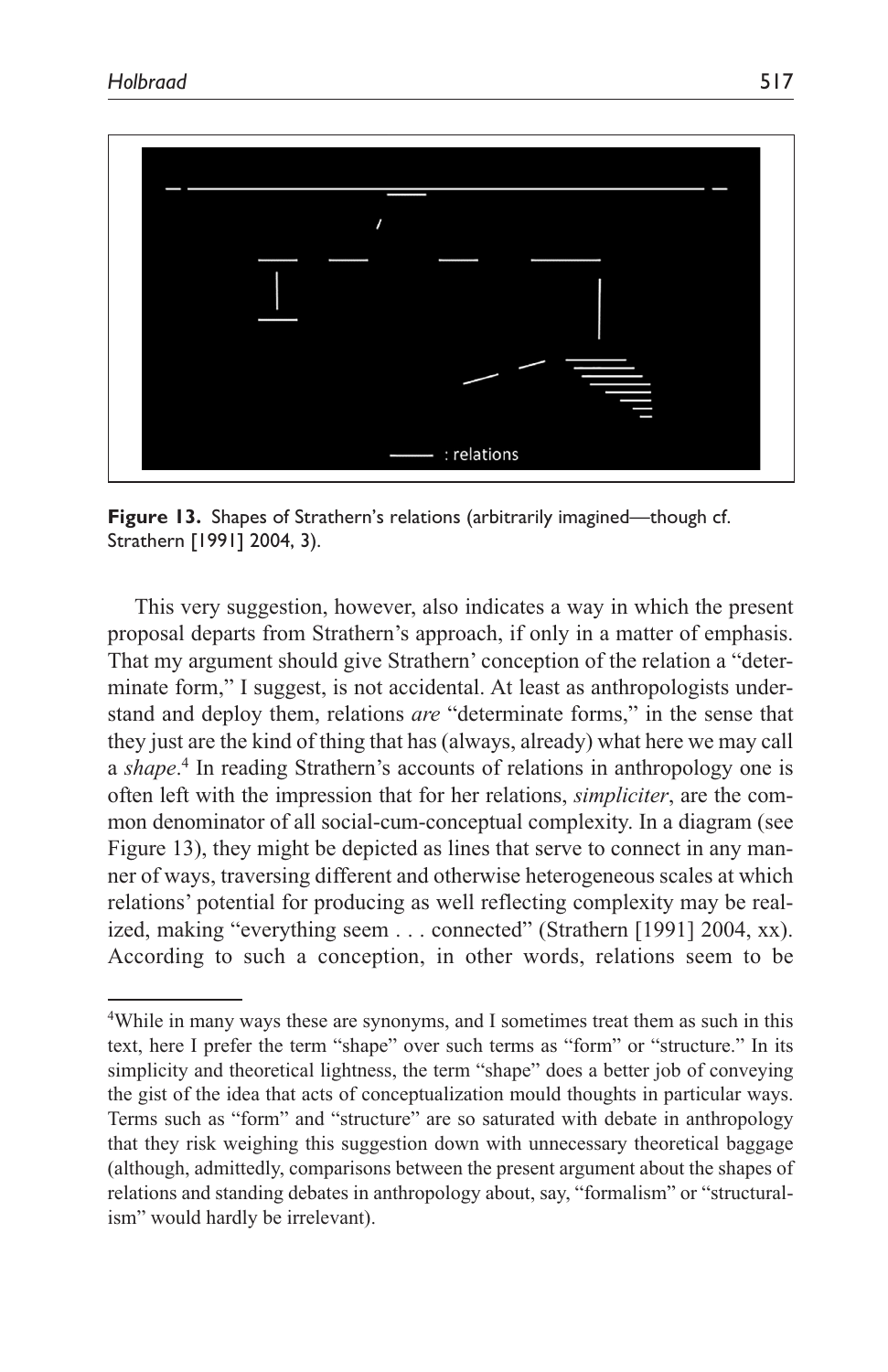**Figure 13.** Shapes of Strathern's relations (arbitrarily imagined—though cf. Strathern [1991] 2004, 3).

This very suggestion, however, also indicates a way in which the present proposal departs from Strathern's approach, if only in a matter of emphasis. That my argument should give Strathern' conception of the relation a "determinate form," I suggest, is not accidental. At least as anthropologists understand and deploy them, relations *are* "determinate forms," in the sense that they just are the kind of thing that has (always, already) what here we may call a *shape*.[4] In reading Strathern's accounts of relations in anthropology one is often left with the impression that for her relations, *simpliciter*, are the common denominator of all social-cum-conceptual complexity. In a diagram (see Figure 13), they might be depicted as lines that serve to connect in any manner of ways, traversing different and otherwise heterogeneous scales at which relations' potential for producing as well reflecting complexity may be realized, making "everything seem . . . connected" (Strathern [1991] 2004, xx). According to such a conception, in other words, relations seem to be

[4]While in many ways these are synonyms, and I sometimes treat them as such in this text, here I prefer the term "shape" over such terms as "form" or "structure." In its simplicity and theoretical lightness, the term "shape" does a better job of conveying the gist of the idea that acts of conceptualization mould thoughts in particular ways. Terms such as "form" and "structure" are so saturated with debate in anthropology that they risk weighing this suggestion down with unnecessary theoretical baggage (although, admittedly, comparisons between the present argument about the shapes of relations and standing debates in anthropology about, say, "formalism" or "structuralism" would hardly be irrelevant).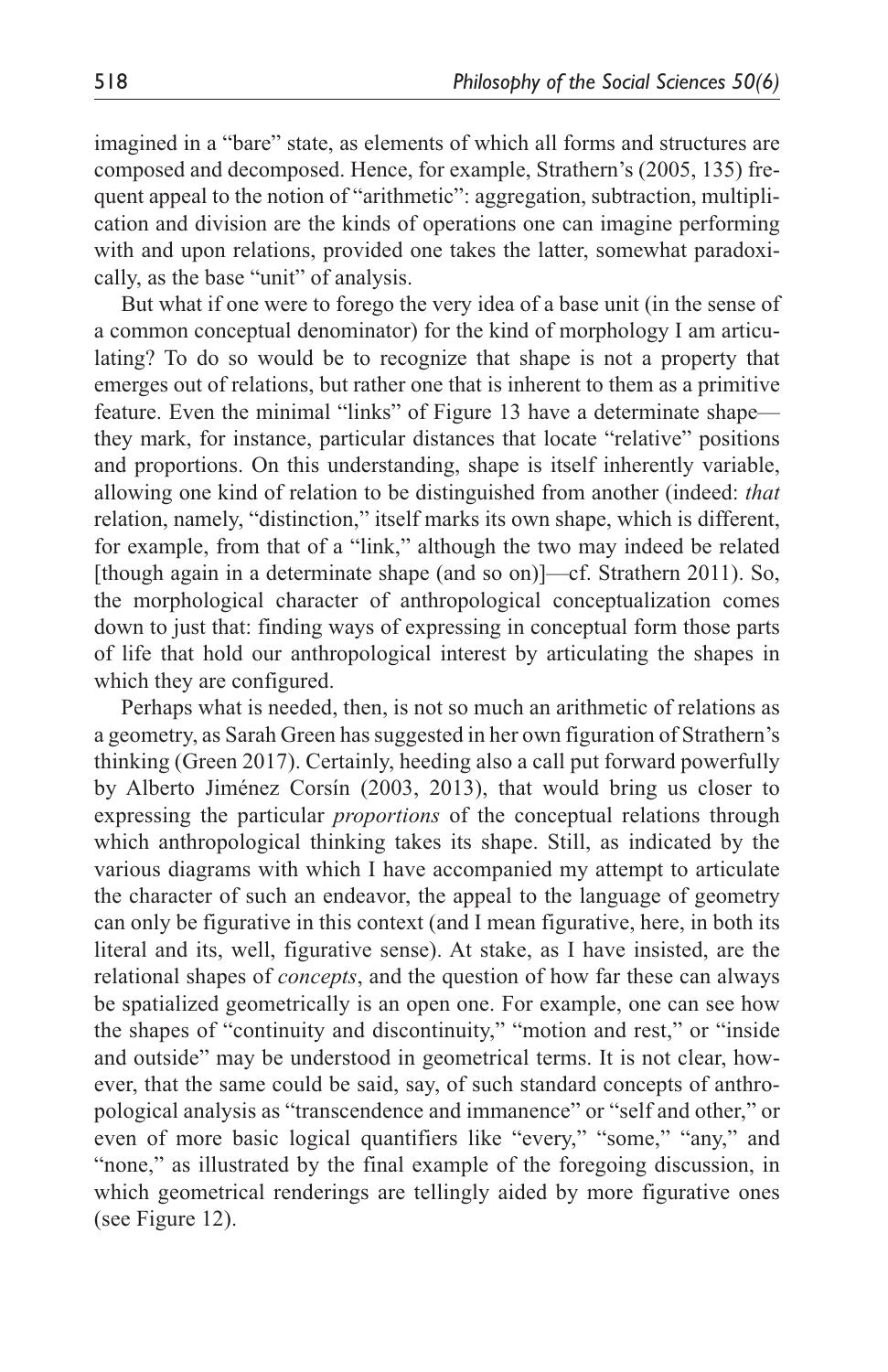imagined in a "bare" state, as elements of which all forms and structures are composed and decomposed. Hence, for example, Strathern's (2005, 135) frequent appeal to the notion of "arithmetic": aggregation, subtraction, multiplication and division are the kinds of operations one can imagine performing with and upon relations, provided one takes the latter, somewhat paradoxically, as the base "unit" of analysis.

But what if one were to forego the very idea of a base unit (in the sense of a common conceptual denominator) for the kind of morphology I am articulating? To do so would be to recognize that shape is not a property that emerges out of relations, but rather one that is inherent to them as a primitive feature. Even the minimal "links" of Figure 13 have a determinate shape—they mark, for instance, particular distances that locate "relative" positions and proportions. On this understanding, shape is itself inherently variable, allowing one kind of relation to be distinguished from another (indeed: *that* relation, namely, "distinction," itself marks its own shape, which is different, for example, from that of a "link," although the two may indeed be related [though again in a determinate shape (and so on)]—cf. Strathern 2011). So, the morphological character of anthropological conceptualization comes down to just that: finding ways of expressing in conceptual form those parts of life that hold our anthropological interest by articulating the shapes in which they are configured.

Perhaps what is needed, then, is not so much an arithmetic of relations as a geometry, as Sarah Green has suggested in her own figuration of Strathern's thinking (Green 2017). Certainly, heeding also a call put forward powerfully by Alberto Jiménez Corsín (2003, 2013), that would bring us closer to expressing the particular *proportions* of the conceptual relations through which anthropological thinking takes its shape. Still, as indicated by the various diagrams with which I have accompanied my attempt to articulate the character of such an endeavor, the appeal to the language of geometry can only be figurative in this context (and I mean figurative, here, in both its literal and its, well, figurative sense). At stake, as I have insisted, are the relational shapes of *concepts*, and the question of how far these can always be spatialized geometrically is an open one. For example, one can see how the shapes of "continuity and discontinuity," "motion and rest," or "inside and outside" may be understood in geometrical terms. It is not clear, however, that the same could be said, say, of such standard concepts of anthropological analysis as "transcendence and immanence" or "self and other," or even of more basic logical quantifiers like "every," "some," "any," and "none," as illustrated by the final example of the foregoing discussion, in which geometrical renderings are tellingly aided by more figurative ones (see Figure 12).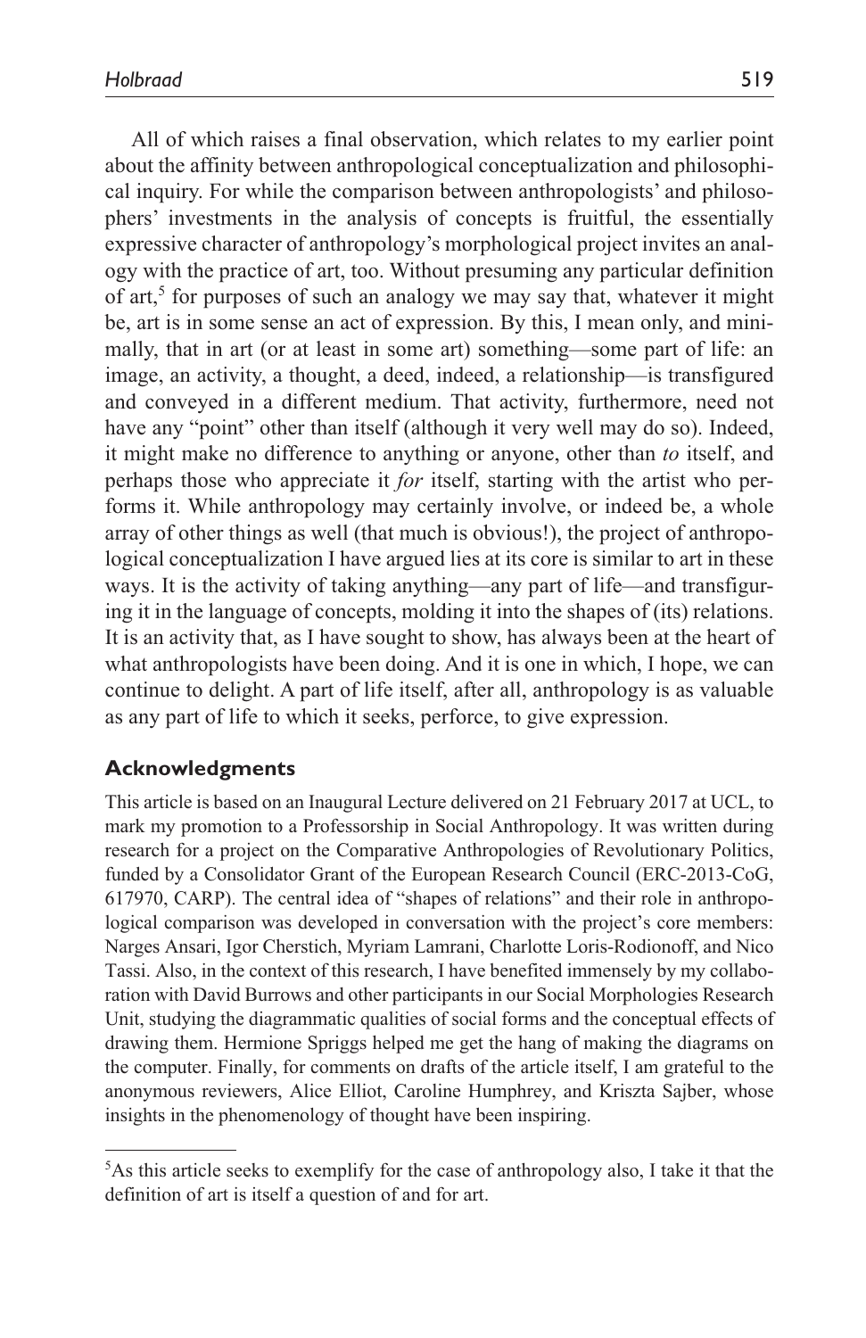All of which raises a final observation, which relates to my earlier point about the affinity between anthropological conceptualization and philosophical inquiry. For while the comparison between anthropologists' and philosophers' investments in the analysis of concepts is fruitful, the essentially expressive character of anthropology's morphological project invites an analogy with the practice of art, too. Without presuming any particular definition of art,[5] for purposes of such an analogy we may say that, whatever it might be, art is in some sense an act of expression. By this, I mean only, and minimally, that in art (or at least in some art) something—some part of life: an image, an activity, a thought, a deed, indeed, a relationship—is transfigured and conveyed in a different medium. That activity, furthermore, need not have any "point" other than itself (although it very well may do so). Indeed, it might make no difference to anything or anyone, other than *to* itself, and perhaps those who appreciate it *for* itself, starting with the artist who performs it. While anthropology may certainly involve, or indeed be, a whole array of other things as well (that much is obvious!), the project of anthropological conceptualization I have argued lies at its core is similar to art in these ways. It is the activity of taking anything—any part of life—and transfiguring it in the language of concepts, molding it into the shapes of (its) relations. It is an activity that, as I have sought to show, has always been at the heart of what anthropologists have been doing. And it is one in which, I hope, we can continue to delight. A part of life itself, after all, anthropology is as valuable as any part of life to which it seeks, perforce, to give expression.

## Acknowledgments

This article is based on an Inaugural Lecture delivered on 21 February 2017 at UCL, to mark my promotion to a Professorship in Social Anthropology. It was written during research for a project on the Comparative Anthropologies of Revolutionary Politics, funded by a Consolidator Grant of the European Research Council (ERC-2013-CoG, 617970, CARP). The central idea of "shapes of relations" and their role in anthropological comparison was developed in conversation with the project's core members: Narges Ansari, Igor Cherstich, Myriam Lamrani, Charlotte Loris-Rodionoff, and Nico Tassi. Also, in the context of this research, I have benefited immensely by my collaboration with David Burrows and other participants in our Social Morphologies Research Unit, studying the diagrammatic qualities of social forms and the conceptual effects of drawing them. Hermione Spriggs helped me get the hang of making the diagrams on the computer. Finally, for comments on drafts of the article itself, I am grateful to the anonymous reviewers, Alice Elliot, Caroline Humphrey, and Kriszta Sajber, whose insights in the phenomenology of thought have been inspiring.

---

[5]As this article seeks to exemplify for the case of anthropology also, I take it that the definition of art is itself a question of and for art.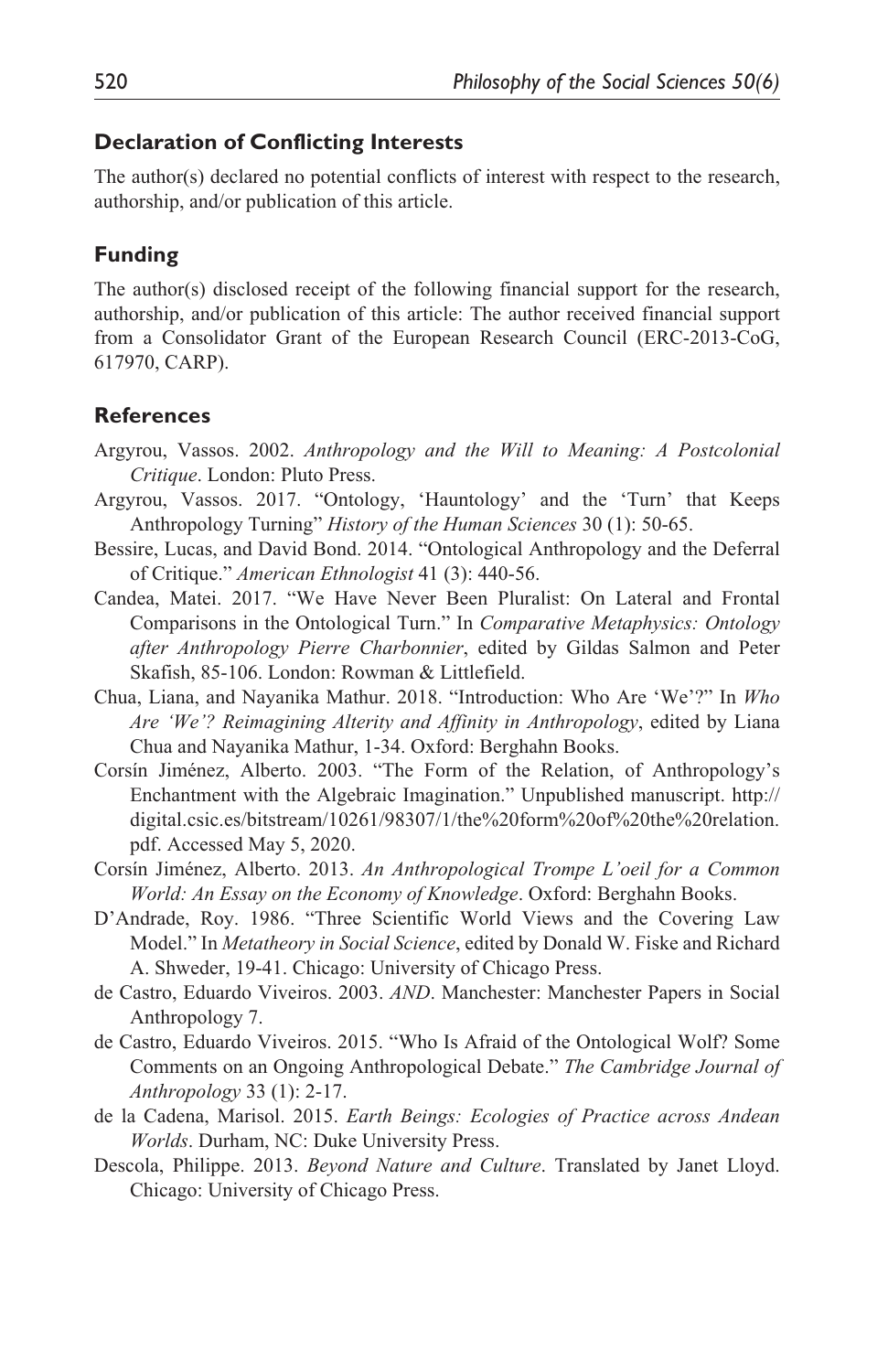### Declaration of Conflicting Interests

The author(s) declared no potential conflicts of interest with respect to the research, authorship, and/or publication of this article.

### Funding

The author(s) disclosed receipt of the following financial support for the research, authorship, and/or publication of this article: The author received financial support from a Consolidator Grant of the European Research Council (ERC-2013-CoG, 617970, CARP).

### References

Argyrou, Vassos. 2002. *Anthropology and the Will to Meaning: A Postcolonial Critique*. London: Pluto Press.

Argyrou, Vassos. 2017. "Ontology, 'Hauntology' and the 'Turn' that Keeps Anthropology Turning" *History of the Human Sciences* 30 (1): 50-65.

Bessire, Lucas, and David Bond. 2014. "Ontological Anthropology and the Deferral of Critique." *American Ethnologist* 41 (3): 440-56.

Candea, Matei. 2017. "We Have Never Been Pluralist: On Lateral and Frontal Comparisons in the Ontological Turn." In *Comparative Metaphysics: Ontology after Anthropology Pierre Charbonnier*, edited by Gildas Salmon and Peter Skafish, 85-106. London: Rowman & Littlefield.

Chua, Liana, and Nayanika Mathur. 2018. "Introduction: Who Are 'We'?" In *Who Are 'We'? Reimagining Alterity and Affinity in Anthropology*, edited by Liana Chua and Nayanika Mathur, 1-34. Oxford: Berghahn Books.

Corsín Jiménez, Alberto. 2003. "The Form of the Relation, of Anthropology's Enchantment with the Algebraic Imagination." Unpublished manuscript. http://digital.csic.es/bitstream/10261/98307/1/the%20form%20of%20the%20relation.pdf. Accessed May 5, 2020.

Corsín Jiménez, Alberto. 2013. *An Anthropological Trompe L'oeil for a Common World: An Essay on the Economy of Knowledge*. Oxford: Berghahn Books.

D'Andrade, Roy. 1986. "Three Scientific World Views and the Covering Law Model." In *Metatheory in Social Science*, edited by Donald W. Fiske and Richard A. Shweder, 19-41. Chicago: University of Chicago Press.

de Castro, Eduardo Viveiros. 2003. *AND*. Manchester: Manchester Papers in Social Anthropology 7.

de Castro, Eduardo Viveiros. 2015. "Who Is Afraid of the Ontological Wolf? Some Comments on an Ongoing Anthropological Debate." *The Cambridge Journal of Anthropology* 33 (1): 2-17.

de la Cadena, Marisol. 2015. *Earth Beings: Ecologies of Practice across Andean Worlds*. Durham, NC: Duke University Press.

Descola, Philippe. 2013. *Beyond Nature and Culture*. Translated by Janet Lloyd. Chicago: University of Chicago Press.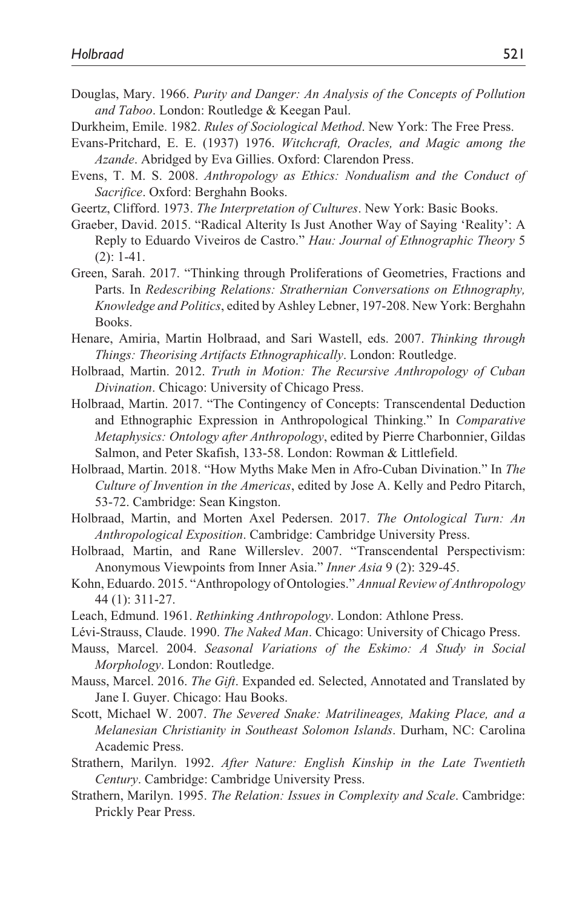Douglas, Mary. 1966. *Purity and Danger: An Analysis of the Concepts of Pollution and Taboo*. London: Routledge & Keegan Paul.

Durkheim, Emile. 1982. *Rules of Sociological Method*. New York: The Free Press.

Evans-Pritchard, E. E. (1937) 1976. *Witchcraft, Oracles, and Magic among the Azande*. Abridged by Eva Gillies. Oxford: Clarendon Press.

Evens, T. M. S. 2008. *Anthropology as Ethics: Nondualism and the Conduct of Sacrifice*. Oxford: Berghahn Books.

Geertz, Clifford. 1973. *The Interpretation of Cultures*. New York: Basic Books.

Graeber, David. 2015. "Radical Alterity Is Just Another Way of Saying 'Reality': A Reply to Eduardo Viveiros de Castro." *Hau: Journal of Ethnographic Theory* 5 (2): 1-41.

Green, Sarah. 2017. "Thinking through Proliferations of Geometries, Fractions and Parts. In *Redescribing Relations: Strathernian Conversations on Ethnography, Knowledge and Politics*, edited by Ashley Lebner, 197-208. New York: Berghahn Books.

Henare, Amiria, Martin Holbraad, and Sari Wastell, eds. 2007. *Thinking through Things: Theorising Artifacts Ethnographically*. London: Routledge.

Holbraad, Martin. 2012. *Truth in Motion: The Recursive Anthropology of Cuban Divination*. Chicago: University of Chicago Press.

Holbraad, Martin. 2017. "The Contingency of Concepts: Transcendental Deduction and Ethnographic Expression in Anthropological Thinking." In *Comparative Metaphysics: Ontology after Anthropology*, edited by Pierre Charbonnier, Gildas Salmon, and Peter Skafish, 133-58. London: Rowman & Littlefield.

Holbraad, Martin. 2018. "How Myths Make Men in Afro-Cuban Divination." In *The Culture of Invention in the Americas*, edited by Jose A. Kelly and Pedro Pitarch, 53-72. Cambridge: Sean Kingston.

Holbraad, Martin, and Morten Axel Pedersen. 2017. *The Ontological Turn: An Anthropological Exposition*. Cambridge: Cambridge University Press.

Holbraad, Martin, and Rane Willerslev. 2007. "Transcendental Perspectivism: Anonymous Viewpoints from Inner Asia." *Inner Asia* 9 (2): 329-45.

Kohn, Eduardo. 2015. "Anthropology of Ontologies." *Annual Review of Anthropology* 44 (1): 311-27.

Leach, Edmund. 1961. *Rethinking Anthropology*. London: Athlone Press.

Lévi-Strauss, Claude. 1990. *The Naked Man*. Chicago: University of Chicago Press.

Mauss, Marcel. 2004. *Seasonal Variations of the Eskimo: A Study in Social Morphology*. London: Routledge.

Mauss, Marcel. 2016. *The Gift*. Expanded ed. Selected, Annotated and Translated by Jane I. Guyer. Chicago: Hau Books.

Scott, Michael W. 2007. *The Severed Snake: Matrilineages, Making Place, and a Melanesian Christianity in Southeast Solomon Islands*. Durham, NC: Carolina Academic Press.

Strathern, Marilyn. 1992. *After Nature: English Kinship in the Late Twentieth Century*. Cambridge: Cambridge University Press.

Strathern, Marilyn. 1995. *The Relation: Issues in Complexity and Scale*. Cambridge: Prickly Pear Press.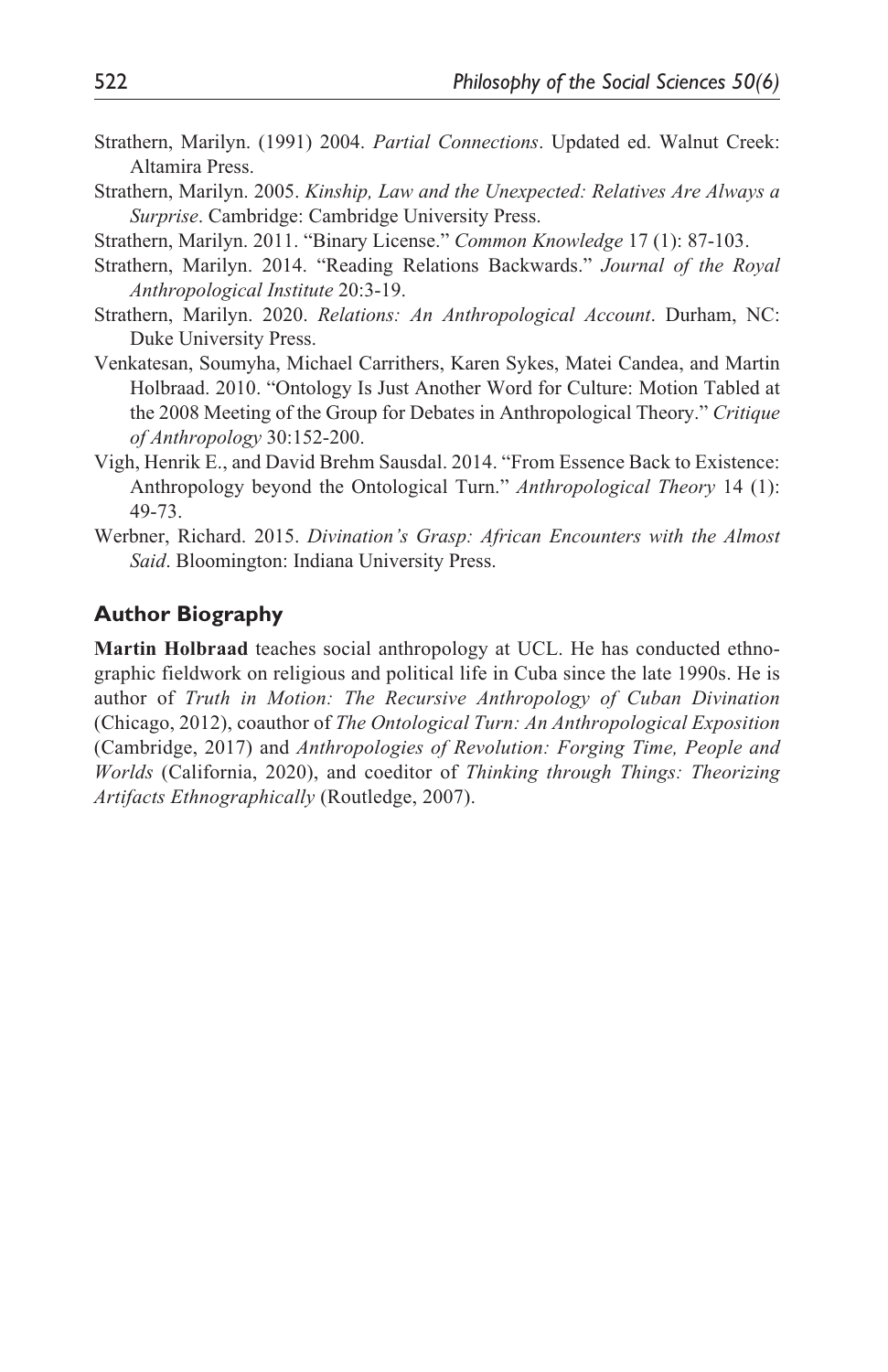Strathern, Marilyn. (1991) 2004. *Partial Connections*. Updated ed. Walnut Creek: Altamira Press.

Strathern, Marilyn. 2005. *Kinship, Law and the Unexpected: Relatives Are Always a Surprise*. Cambridge: Cambridge University Press.

Strathern, Marilyn. 2011. "Binary License." *Common Knowledge* 17 (1): 87-103.

Strathern, Marilyn. 2014. "Reading Relations Backwards." *Journal of the Royal Anthropological Institute* 20:3-19.

Strathern, Marilyn. 2020. *Relations: An Anthropological Account*. Durham, NC: Duke University Press.

Venkatesan, Soumyha, Michael Carrithers, Karen Sykes, Matei Candea, and Martin Holbraad. 2010. "Ontology Is Just Another Word for Culture: Motion Tabled at the 2008 Meeting of the Group for Debates in Anthropological Theory." *Critique of Anthropology* 30:152-200.

Vigh, Henrik E., and David Brehm Sausdal. 2014. "From Essence Back to Existence: Anthropology beyond the Ontological Turn." *Anthropological Theory* 14 (1): 49-73.

Werbner, Richard. 2015. *Divination's Grasp: African Encounters with the Almost Said*. Bloomington: Indiana University Press.

## Author Biography

**Martin Holbraad** teaches social anthropology at UCL. He has conducted ethnographic fieldwork on religious and political life in Cuba since the late 1990s. He is author of *Truth in Motion: The Recursive Anthropology of Cuban Divination* (Chicago, 2012), coauthor of *The Ontological Turn: An Anthropological Exposition* (Cambridge, 2017) and *Anthropologies of Revolution: Forging Time, People and Worlds* (California, 2020), and coeditor of *Thinking through Things: Theorizing Artifacts Ethnographically* (Routledge, 2007).